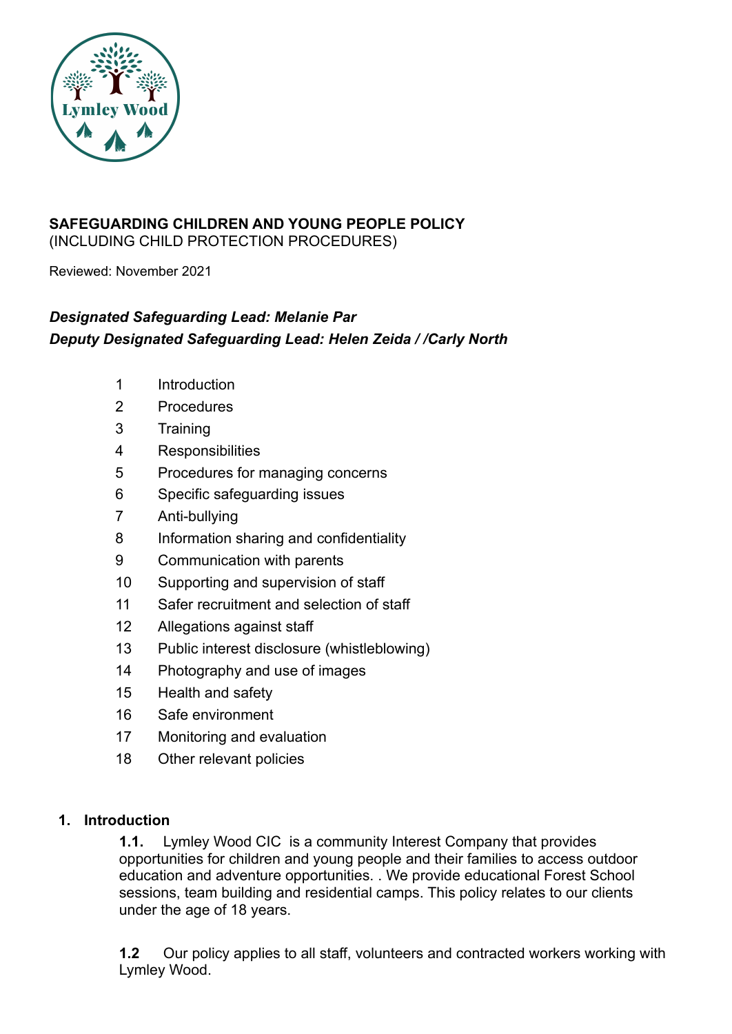**SAFEGUARDING CHILDREN AND YOUNG PEOPLE POLICY**
(INCLUDING CHILD PROTECTION PROCEDURES)

Reviewed: November 2021

***Designated Safeguarding Lead: Melanie Par***
***Deputy Designated Safeguarding Lead: Helen Zeida / /Carly North***

1 Introduction
2 Procedures
3 Training
4 Responsibilities
5 Procedures for managing concerns
6 Specific safeguarding issues
7 Anti-bullying
8 Information sharing and confidentiality
9 Communication with parents
10 Supporting and supervision of staff
11 Safer recruitment and selection of staff
12 Allegations against staff
13 Public interest disclosure (whistleblowing)
14 Photography and use of images
15 Health and safety
16 Safe environment
17 Monitoring and evaluation
18 Other relevant policies

## 1. Introduction

**1.1.** Lymley Wood CIC is a community Interest Company that provides opportunities for children and young people and their families to access outdoor education and adventure opportunities. . We provide educational Forest School sessions, team building and residential camps. This policy relates to our clients under the age of 18 years.

**1.2** Our policy applies to all staff, volunteers and contracted workers working with Lymley Wood.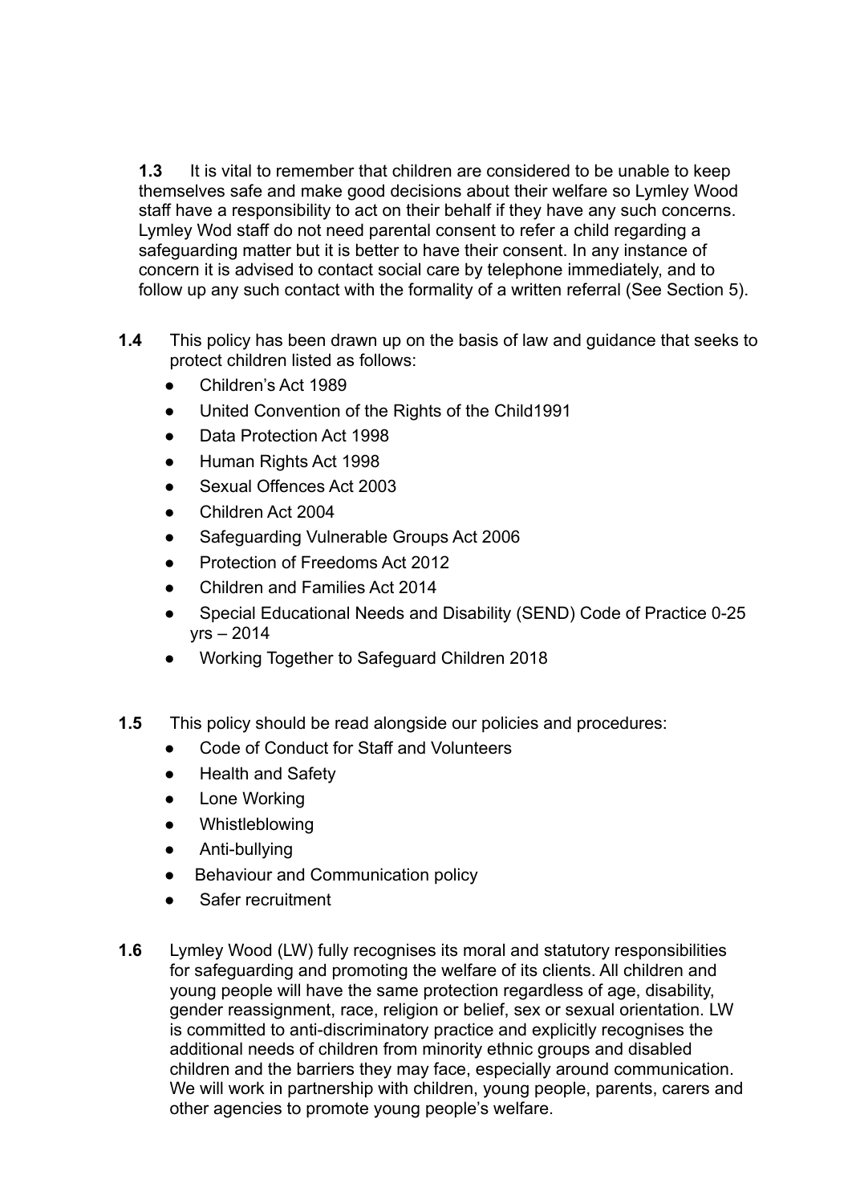**1.3** It is vital to remember that children are considered to be unable to keep themselves safe and make good decisions about their welfare so Lymley Wood staff have a responsibility to act on their behalf if they have any such concerns. Lymley Wod staff do not need parental consent to refer a child regarding a safeguarding matter but it is better to have their consent. In any instance of concern it is advised to contact social care by telephone immediately, and to follow up any such contact with the formality of a written referral (See Section 5).

**1.4** This policy has been drawn up on the basis of law and guidance that seeks to protect children listed as follows:

- Children's Act 1989
- United Convention of the Rights of the Child1991
- Data Protection Act 1998
- Human Rights Act 1998
- Sexual Offences Act 2003
- Children Act 2004
- Safeguarding Vulnerable Groups Act 2006
- Protection of Freedoms Act 2012
- Children and Families Act 2014
- Special Educational Needs and Disability (SEND) Code of Practice 0-25 yrs – 2014
- Working Together to Safeguard Children 2018

**1.5** This policy should be read alongside our policies and procedures:

- Code of Conduct for Staff and Volunteers
- Health and Safety
- Lone Working
- Whistleblowing
- Anti-bullying
- Behaviour and Communication policy
- Safer recruitment

**1.6** Lymley Wood (LW) fully recognises its moral and statutory responsibilities for safeguarding and promoting the welfare of its clients. All children and young people will have the same protection regardless of age, disability, gender reassignment, race, religion or belief, sex or sexual orientation. LW is committed to anti-discriminatory practice and explicitly recognises the additional needs of children from minority ethnic groups and disabled children and the barriers they may face, especially around communication. We will work in partnership with children, young people, parents, carers and other agencies to promote young people's welfare.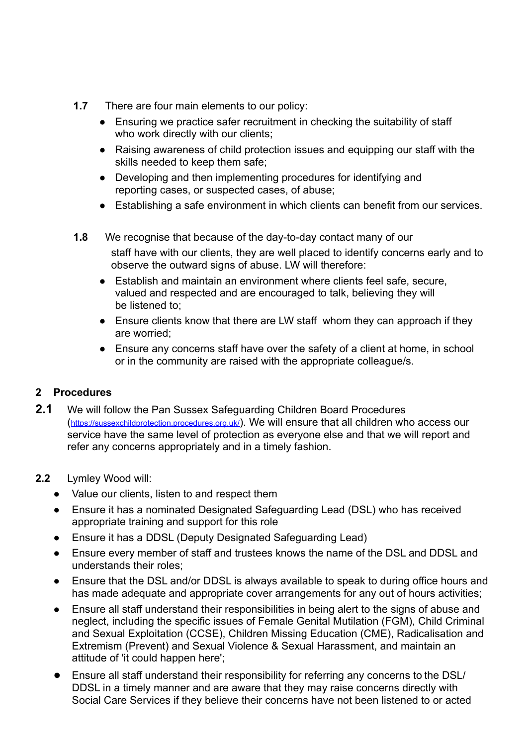**1.7** There are four main elements to our policy:

- Ensuring we practice safer recruitment in checking the suitability of staff who work directly with our clients;
- Raising awareness of child protection issues and equipping our staff with the skills needed to keep them safe;
- Developing and then implementing procedures for identifying and reporting cases, or suspected cases, of abuse;
- Establishing a safe environment in which clients can benefit from our services.

**1.8** We recognise that because of the day-to-day contact many of our staff have with our clients, they are well placed to identify concerns early and to observe the outward signs of abuse. LW will therefore:

- Establish and maintain an environment where clients feel safe, secure, valued and respected and are encouraged to talk, believing they will be listened to;
- Ensure clients know that there are LW staff whom they can approach if they are worried;
- Ensure any concerns staff have over the safety of a client at home, in school or in the community are raised with the appropriate colleague/s.

## 2 Procedures

**2.1** We will follow the Pan Sussex Safeguarding Children Board Procedures (https://sussexchildprotection.procedures.org.uk/). We will ensure that all children who access our service have the same level of protection as everyone else and that we will report and refer any concerns appropriately and in a timely fashion.

**2.2** Lymley Wood will:

- Value our clients, listen to and respect them
- Ensure it has a nominated Designated Safeguarding Lead (DSL) who has received appropriate training and support for this role
- Ensure it has a DDSL (Deputy Designated Safeguarding Lead)
- Ensure every member of staff and trustees knows the name of the DSL and DDSL and understands their roles;
- Ensure that the DSL and/or DDSL is always available to speak to during office hours and has made adequate and appropriate cover arrangements for any out of hours activities;
- Ensure all staff understand their responsibilities in being alert to the signs of abuse and neglect, including the specific issues of Female Genital Mutilation (FGM), Child Criminal and Sexual Exploitation (CCSE), Children Missing Education (CME), Radicalisation and Extremism (Prevent) and Sexual Violence & Sexual Harassment, and maintain an attitude of 'it could happen here';
- Ensure all staff understand their responsibility for referring any concerns to the DSL/ DDSL in a timely manner and are aware that they may raise concerns directly with Social Care Services if they believe their concerns have not been listened to or acted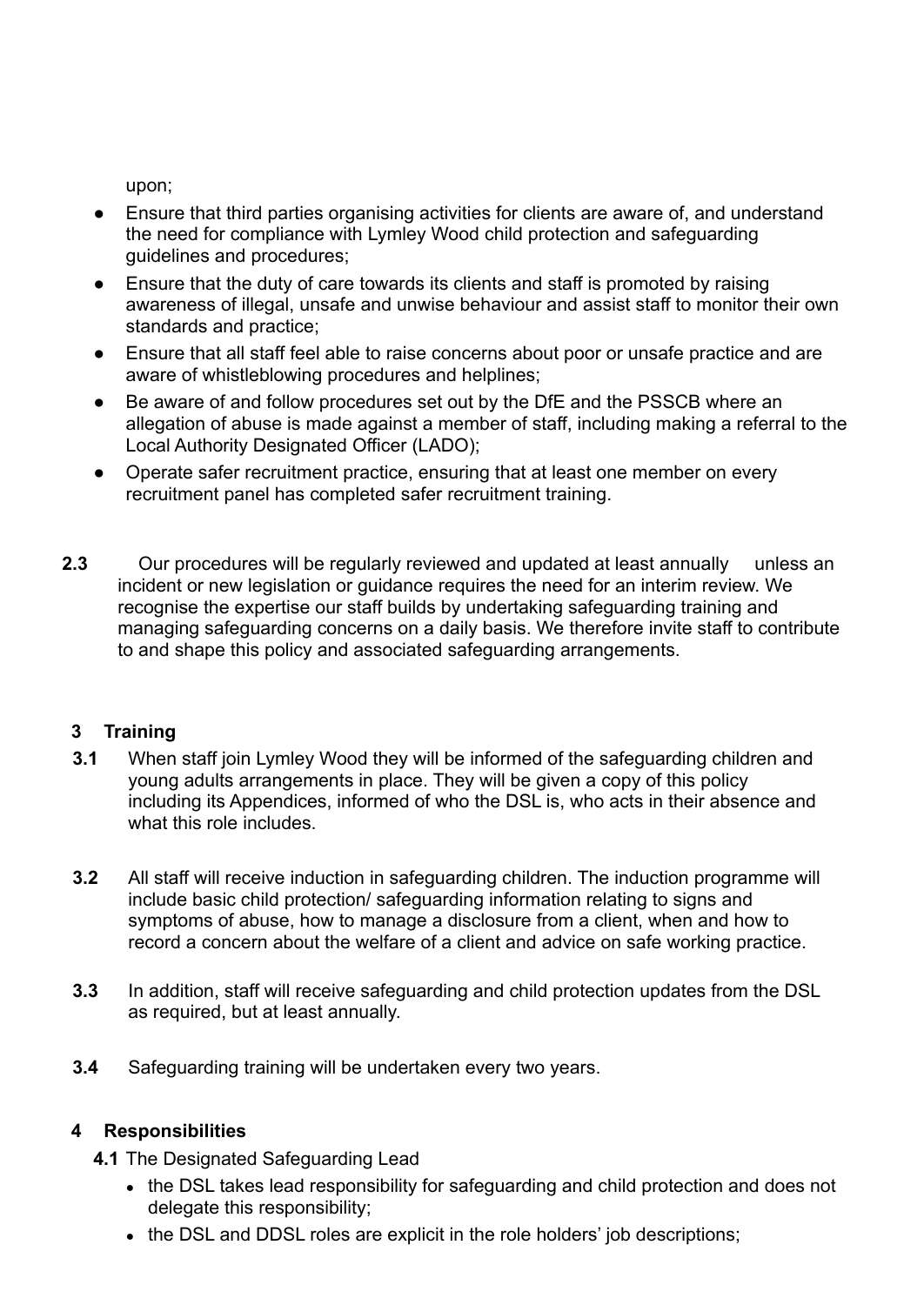upon;

- Ensure that third parties organising activities for clients are aware of, and understand the need for compliance with Lymley Wood child protection and safeguarding guidelines and procedures;
- Ensure that the duty of care towards its clients and staff is promoted by raising awareness of illegal, unsafe and unwise behaviour and assist staff to monitor their own standards and practice;
- Ensure that all staff feel able to raise concerns about poor or unsafe practice and are aware of whistleblowing procedures and helplines;
- Be aware of and follow procedures set out by the DfE and the PSSCB where an allegation of abuse is made against a member of staff, including making a referral to the Local Authority Designated Officer (LADO);
- Operate safer recruitment practice, ensuring that at least one member on every recruitment panel has completed safer recruitment training.

**2.3** Our procedures will be regularly reviewed and updated at least annually unless an incident or new legislation or guidance requires the need for an interim review. We recognise the expertise our staff builds by undertaking safeguarding training and managing safeguarding concerns on a daily basis. We therefore invite staff to contribute to and shape this policy and associated safeguarding arrangements.

## 3 Training

**3.1** When staff join Lymley Wood they will be informed of the safeguarding children and young adults arrangements in place. They will be given a copy of this policy including its Appendices, informed of who the DSL is, who acts in their absence and what this role includes.

**3.2** All staff will receive induction in safeguarding children. The induction programme will include basic child protection/ safeguarding information relating to signs and symptoms of abuse, how to manage a disclosure from a client, when and how to record a concern about the welfare of a client and advice on safe working practice.

**3.3** In addition, staff will receive safeguarding and child protection updates from the DSL as required, but at least annually.

**3.4** Safeguarding training will be undertaken every two years.

## 4 Responsibilities

**4.1** The Designated Safeguarding Lead

- the DSL takes lead responsibility for safeguarding and child protection and does not delegate this responsibility;
- the DSL and DDSL roles are explicit in the role holders' job descriptions;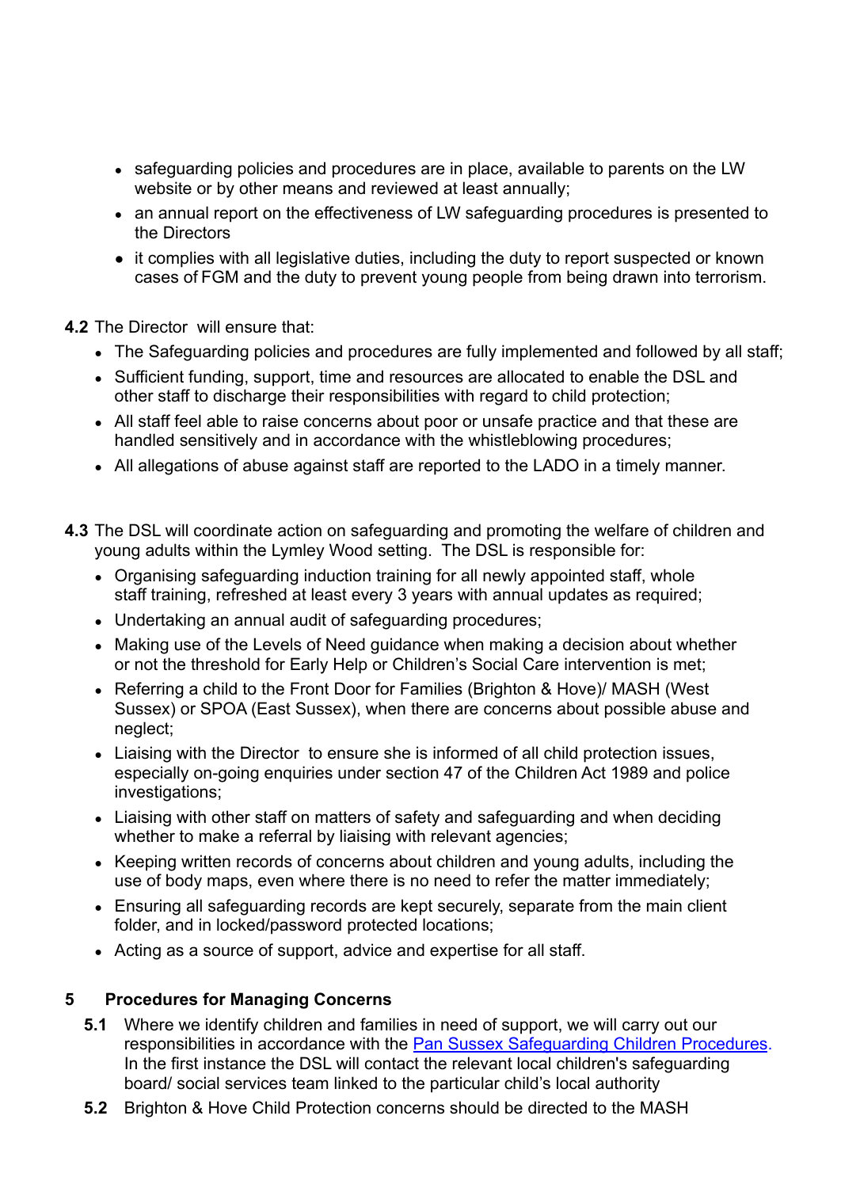- safeguarding policies and procedures are in place, available to parents on the LW website or by other means and reviewed at least annually;
- an annual report on the effectiveness of LW safeguarding procedures is presented to the Directors
- it complies with all legislative duties, including the duty to report suspected or known cases of FGM and the duty to prevent young people from being drawn into terrorism.

**4.2** The Director will ensure that:

- The Safeguarding policies and procedures are fully implemented and followed by all staff;
- Sufficient funding, support, time and resources are allocated to enable the DSL and other staff to discharge their responsibilities with regard to child protection;
- All staff feel able to raise concerns about poor or unsafe practice and that these are handled sensitively and in accordance with the whistleblowing procedures;
- All allegations of abuse against staff are reported to the LADO in a timely manner.

**4.3** The DSL will coordinate action on safeguarding and promoting the welfare of children and young adults within the Lymley Wood setting. The DSL is responsible for:

- Organising safeguarding induction training for all newly appointed staff, whole staff training, refreshed at least every 3 years with annual updates as required;
- Undertaking an annual audit of safeguarding procedures;
- Making use of the Levels of Need guidance when making a decision about whether or not the threshold for Early Help or Children's Social Care intervention is met;
- Referring a child to the Front Door for Families (Brighton & Hove)/ MASH (West Sussex) or SPOA (East Sussex), when there are concerns about possible abuse and neglect;
- Liaising with the Director to ensure she is informed of all child protection issues, especially on-going enquiries under section 47 of the Children Act 1989 and police investigations;
- Liaising with other staff on matters of safety and safeguarding and when deciding whether to make a referral by liaising with relevant agencies;
- Keeping written records of concerns about children and young adults, including the use of body maps, even where there is no need to refer the matter immediately;
- Ensuring all safeguarding records are kept securely, separate from the main client folder, and in locked/password protected locations;
- Acting as a source of support, advice and expertise for all staff.

## 5 Procedures for Managing Concerns

**5.1** Where we identify children and families in need of support, we will carry out our responsibilities in accordance with the [Pan Sussex Safeguarding Children Procedures](). In the first instance the DSL will contact the relevant local children's safeguarding board/ social services team linked to the particular child's local authority

**5.2** Brighton & Hove Child Protection concerns should be directed to the MASH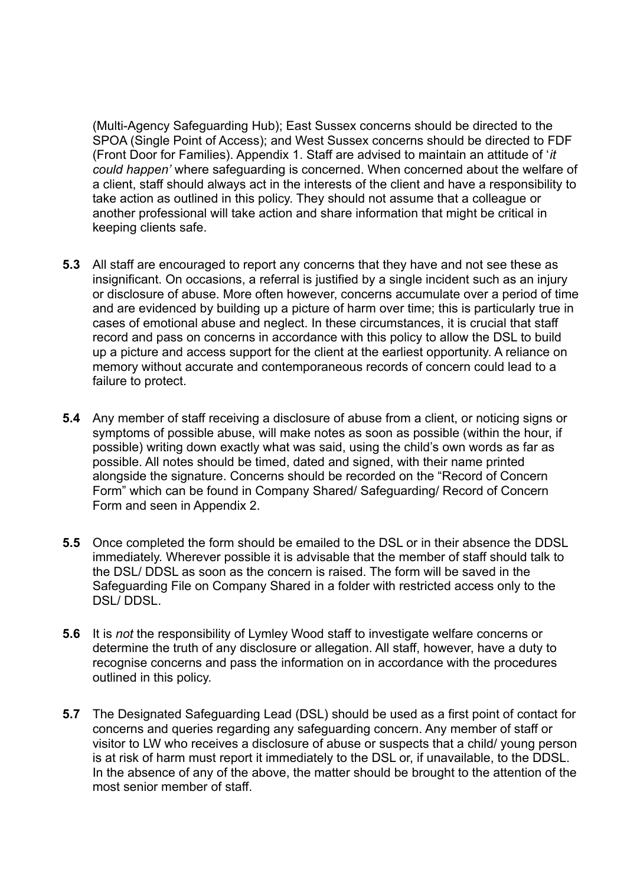(Multi-Agency Safeguarding Hub); East Sussex concerns should be directed to the SPOA (Single Point of Access); and West Sussex concerns should be directed to FDF (Front Door for Families). Appendix 1. Staff are advised to maintain an attitude of '*it could happen'* where safeguarding is concerned. When concerned about the welfare of a client, staff should always act in the interests of the client and have a responsibility to take action as outlined in this policy. They should not assume that a colleague or another professional will take action and share information that might be critical in keeping clients safe.

**5.3** All staff are encouraged to report any concerns that they have and not see these as insignificant. On occasions, a referral is justified by a single incident such as an injury or disclosure of abuse. More often however, concerns accumulate over a period of time and are evidenced by building up a picture of harm over time; this is particularly true in cases of emotional abuse and neglect. In these circumstances, it is crucial that staff record and pass on concerns in accordance with this policy to allow the DSL to build up a picture and access support for the client at the earliest opportunity. A reliance on memory without accurate and contemporaneous records of concern could lead to a failure to protect.

**5.4** Any member of staff receiving a disclosure of abuse from a client, or noticing signs or symptoms of possible abuse, will make notes as soon as possible (within the hour, if possible) writing down exactly what was said, using the child's own words as far as possible. All notes should be timed, dated and signed, with their name printed alongside the signature. Concerns should be recorded on the "Record of Concern Form" which can be found in Company Shared/ Safeguarding/ Record of Concern Form and seen in Appendix 2.

**5.5** Once completed the form should be emailed to the DSL or in their absence the DDSL immediately. Wherever possible it is advisable that the member of staff should talk to the DSL/ DDSL as soon as the concern is raised. The form will be saved in the Safeguarding File on Company Shared in a folder with restricted access only to the DSL/ DDSL.

**5.6** It is *not* the responsibility of Lymley Wood staff to investigate welfare concerns or determine the truth of any disclosure or allegation. All staff, however, have a duty to recognise concerns and pass the information on in accordance with the procedures outlined in this policy.

**5.7** The Designated Safeguarding Lead (DSL) should be used as a first point of contact for concerns and queries regarding any safeguarding concern. Any member of staff or visitor to LW who receives a disclosure of abuse or suspects that a child/ young person is at risk of harm must report it immediately to the DSL or, if unavailable, to the DDSL. In the absence of any of the above, the matter should be brought to the attention of the most senior member of staff.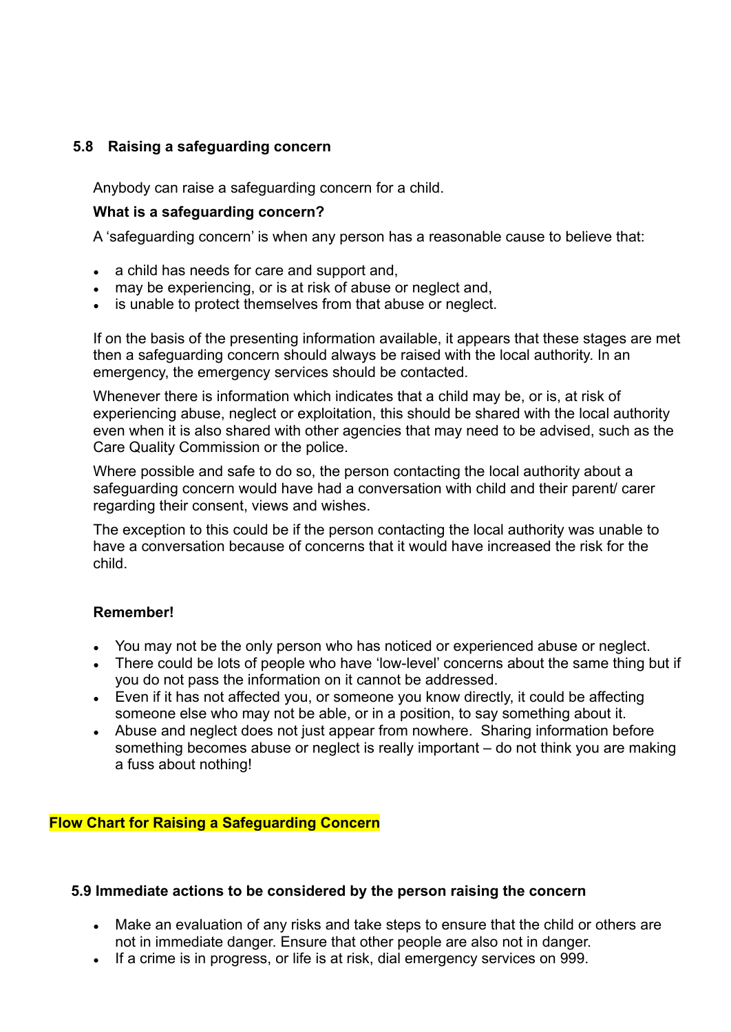### 5.8 Raising a safeguarding concern

Anybody can raise a safeguarding concern for a child.

**What is a safeguarding concern?**

A 'safeguarding concern' is when any person has a reasonable cause to believe that:

- a child has needs for care and support and,
- may be experiencing, or is at risk of abuse or neglect and,
- is unable to protect themselves from that abuse or neglect.

If on the basis of the presenting information available, it appears that these stages are met then a safeguarding concern should always be raised with the local authority. In an emergency, the emergency services should be contacted.

Whenever there is information which indicates that a child may be, or is, at risk of experiencing abuse, neglect or exploitation, this should be shared with the local authority even when it is also shared with other agencies that may need to be advised, such as the Care Quality Commission or the police.

Where possible and safe to do so, the person contacting the local authority about a safeguarding concern would have had a conversation with child and their parent/ carer regarding their consent, views and wishes.

The exception to this could be if the person contacting the local authority was unable to have a conversation because of concerns that it would have increased the risk for the child.

**Remember!**

- You may not be the only person who has noticed or experienced abuse or neglect.
- There could be lots of people who have 'low-level' concerns about the same thing but if you do not pass the information on it cannot be addressed.
- Even if it has not affected you, or someone you know directly, it could be affecting someone else who may not be able, or in a position, to say something about it.
- Abuse and neglect does not just appear from nowhere. Sharing information before something becomes abuse or neglect is really important – do not think you are making a fuss about nothing!

**Flow Chart for Raising a Safeguarding Concern**

### 5.9 Immediate actions to be considered by the person raising the concern

- Make an evaluation of any risks and take steps to ensure that the child or others are not in immediate danger. Ensure that other people are also not in danger.
- If a crime is in progress, or life is at risk, dial emergency services on 999.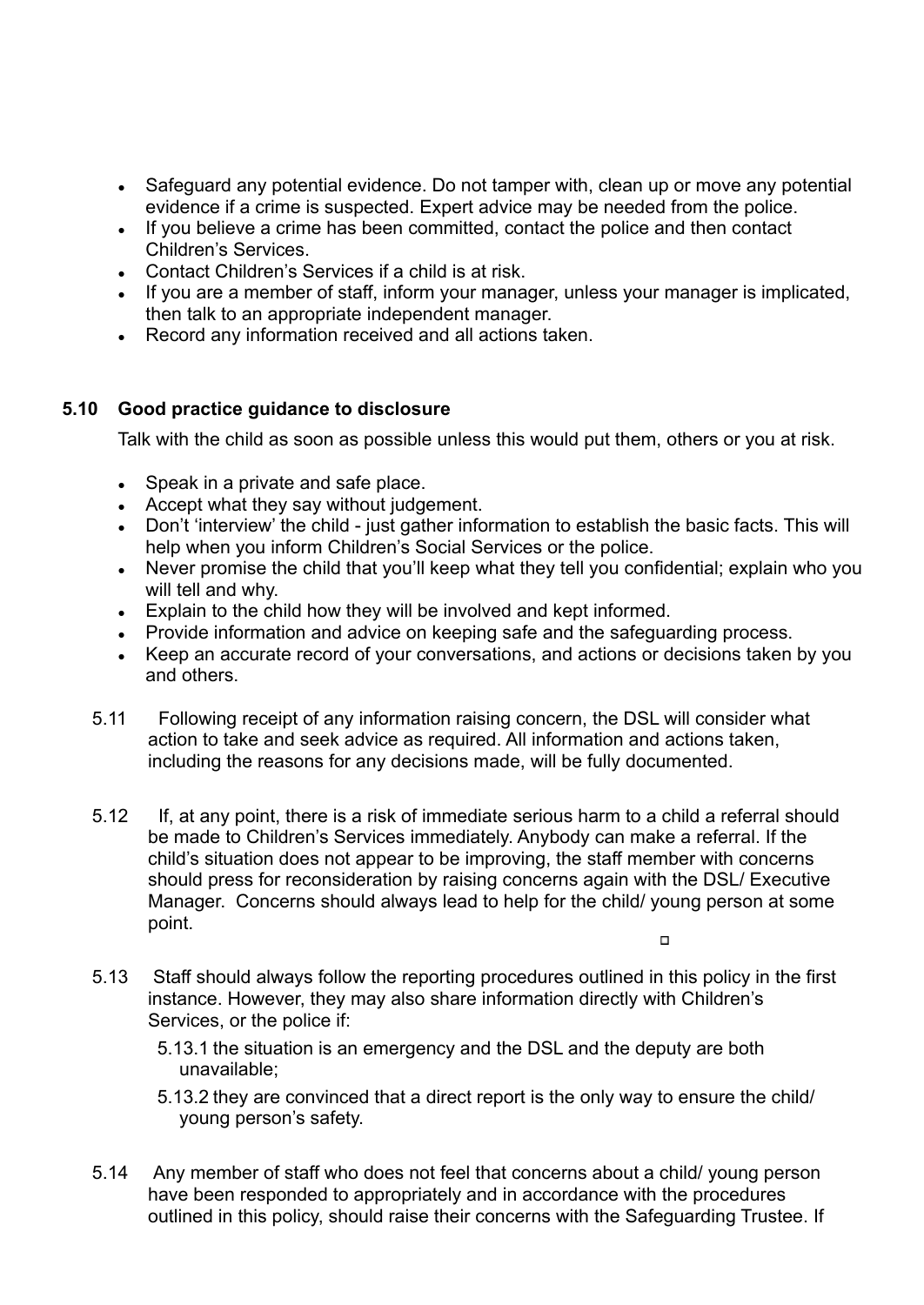- Safeguard any potential evidence. Do not tamper with, clean up or move any potential evidence if a crime is suspected. Expert advice may be needed from the police.
- If you believe a crime has been committed, contact the police and then contact Children's Services.
- Contact Children's Services if a child is at risk.
- If you are a member of staff, inform your manager, unless your manager is implicated, then talk to an appropriate independent manager.
- Record any information received and all actions taken.

### 5.10 Good practice guidance to disclosure

Talk with the child as soon as possible unless this would put them, others or you at risk.

- Speak in a private and safe place.
- Accept what they say without judgement.
- Don't 'interview' the child - just gather information to establish the basic facts. This will help when you inform Children's Social Services or the police.
- Never promise the child that you'll keep what they tell you confidential; explain who you will tell and why.
- Explain to the child how they will be involved and kept informed.
- Provide information and advice on keeping safe and the safeguarding process.
- Keep an accurate record of your conversations, and actions or decisions taken by you and others.

5.11 Following receipt of any information raising concern, the DSL will consider what action to take and seek advice as required. All information and actions taken, including the reasons for any decisions made, will be fully documented.

5.12 If, at any point, there is a risk of immediate serious harm to a child a referral should be made to Children's Services immediately. Anybody can make a referral. If the child's situation does not appear to be improving, the staff member with concerns should press for reconsideration by raising concerns again with the DSL/ Executive Manager. Concerns should always lead to help for the child/ young person at some point.

5.13 Staff should always follow the reporting procedures outlined in this policy in the first instance. However, they may also share information directly with Children's Services, or the police if:

5.13.1 the situation is an emergency and the DSL and the deputy are both unavailable;

5.13.2 they are convinced that a direct report is the only way to ensure the child/ young person's safety.

5.14 Any member of staff who does not feel that concerns about a child/ young person have been responded to appropriately and in accordance with the procedures outlined in this policy, should raise their concerns with the Safeguarding Trustee. If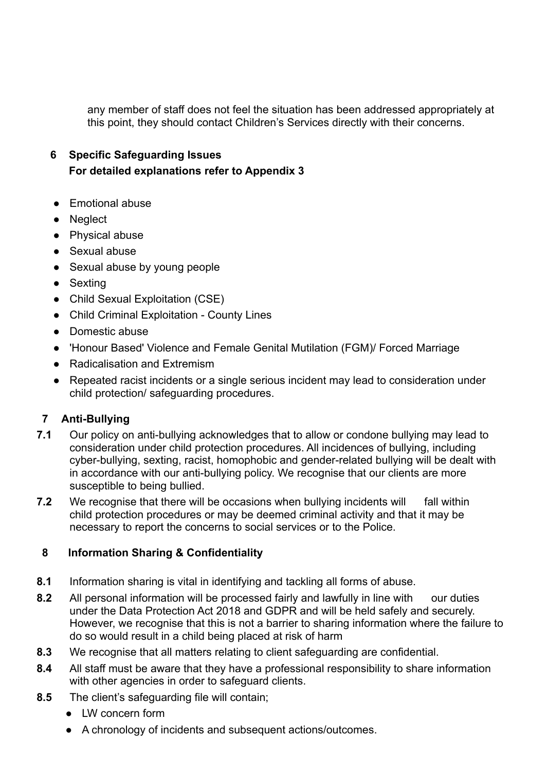any member of staff does not feel the situation has been addressed appropriately at this point, they should contact Children's Services directly with their concerns.

## 6 Specific Safeguarding Issues

**For detailed explanations refer to Appendix 3**

- Emotional abuse
- Neglect
- Physical abuse
- Sexual abuse
- Sexual abuse by young people
- Sexting
- Child Sexual Exploitation (CSE)
- Child Criminal Exploitation - County Lines
- Domestic abuse
- 'Honour Based' Violence and Female Genital Mutilation (FGM)/ Forced Marriage
- Radicalisation and Extremism
- Repeated racist incidents or a single serious incident may lead to consideration under child protection/ safeguarding procedures.

## 7 Anti-Bullying

**7.1** Our policy on anti-bullying acknowledges that to allow or condone bullying may lead to consideration under child protection procedures. All incidences of bullying, including cyber-bullying, sexting, racist, homophobic and gender-related bullying will be dealt with in accordance with our anti-bullying policy. We recognise that our clients are more susceptible to being bullied.

**7.2** We recognise that there will be occasions when bullying incidents will fall within child protection procedures or may be deemed criminal activity and that it may be necessary to report the concerns to social services or to the Police.

## 8 Information Sharing & Confidentiality

**8.1** Information sharing is vital in identifying and tackling all forms of abuse.

**8.2** All personal information will be processed fairly and lawfully in line with our duties under the Data Protection Act 2018 and GDPR and will be held safely and securely. However, we recognise that this is not a barrier to sharing information where the failure to do so would result in a child being placed at risk of harm

**8.3** We recognise that all matters relating to client safeguarding are confidential.

**8.4** All staff must be aware that they have a professional responsibility to share information with other agencies in order to safeguard clients.

**8.5** The client's safeguarding file will contain;

- LW concern form
- A chronology of incidents and subsequent actions/outcomes.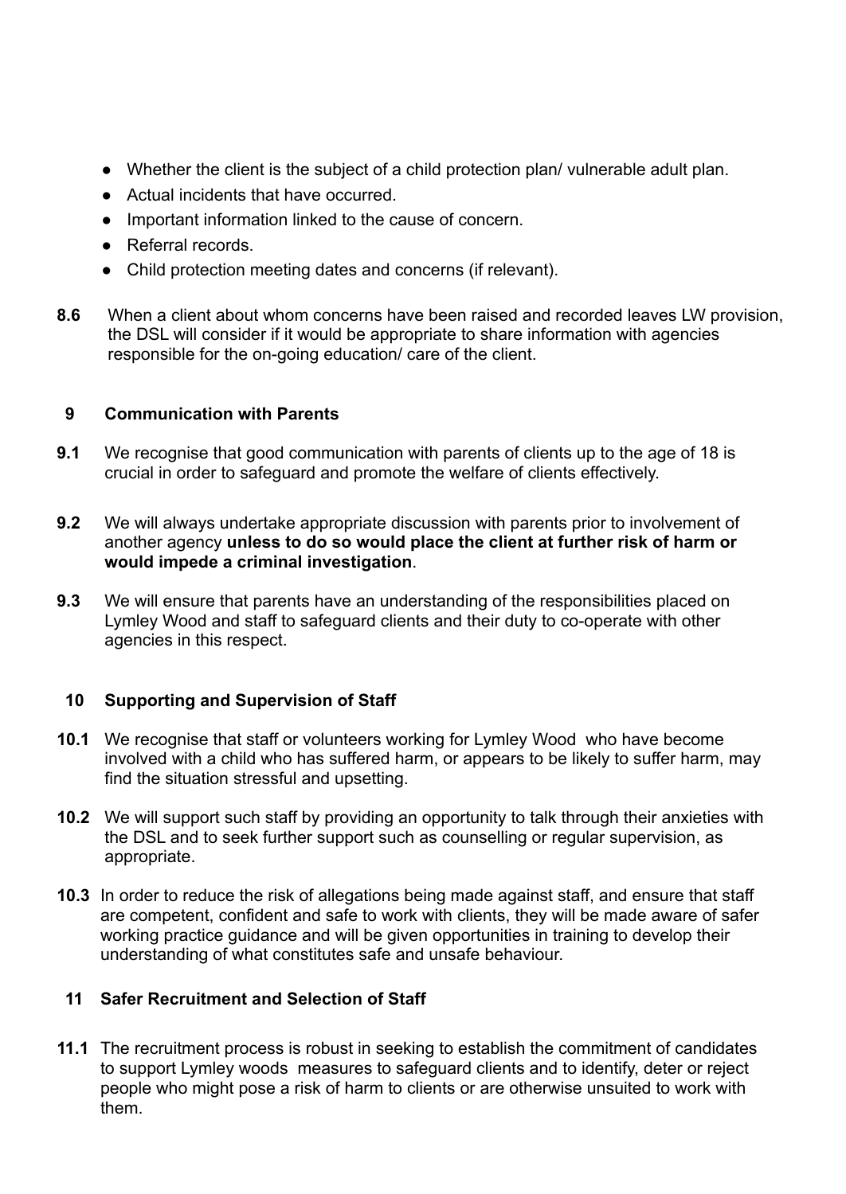- Whether the client is the subject of a child protection plan/ vulnerable adult plan.
- Actual incidents that have occurred.
- Important information linked to the cause of concern.
- Referral records.
- Child protection meeting dates and concerns (if relevant).

**8.6** When a client about whom concerns have been raised and recorded leaves LW provision, the DSL will consider if it would be appropriate to share information with agencies responsible for the on-going education/ care of the client.

## 9 Communication with Parents

**9.1** We recognise that good communication with parents of clients up to the age of 18 is crucial in order to safeguard and promote the welfare of clients effectively.

**9.2** We will always undertake appropriate discussion with parents prior to involvement of another agency **unless to do so would place the client at further risk of harm or would impede a criminal investigation**.

**9.3** We will ensure that parents have an understanding of the responsibilities placed on Lymley Wood and staff to safeguard clients and their duty to co-operate with other agencies in this respect.

## 10 Supporting and Supervision of Staff

**10.1** We recognise that staff or volunteers working for Lymley Wood who have become involved with a child who has suffered harm, or appears to be likely to suffer harm, may find the situation stressful and upsetting.

**10.2** We will support such staff by providing an opportunity to talk through their anxieties with the DSL and to seek further support such as counselling or regular supervision, as appropriate.

**10.3** In order to reduce the risk of allegations being made against staff, and ensure that staff are competent, confident and safe to work with clients, they will be made aware of safer working practice guidance and will be given opportunities in training to develop their understanding of what constitutes safe and unsafe behaviour.

## 11 Safer Recruitment and Selection of Staff

**11.1** The recruitment process is robust in seeking to establish the commitment of candidates to support Lymley woods measures to safeguard clients and to identify, deter or reject people who might pose a risk of harm to clients or are otherwise unsuited to work with them.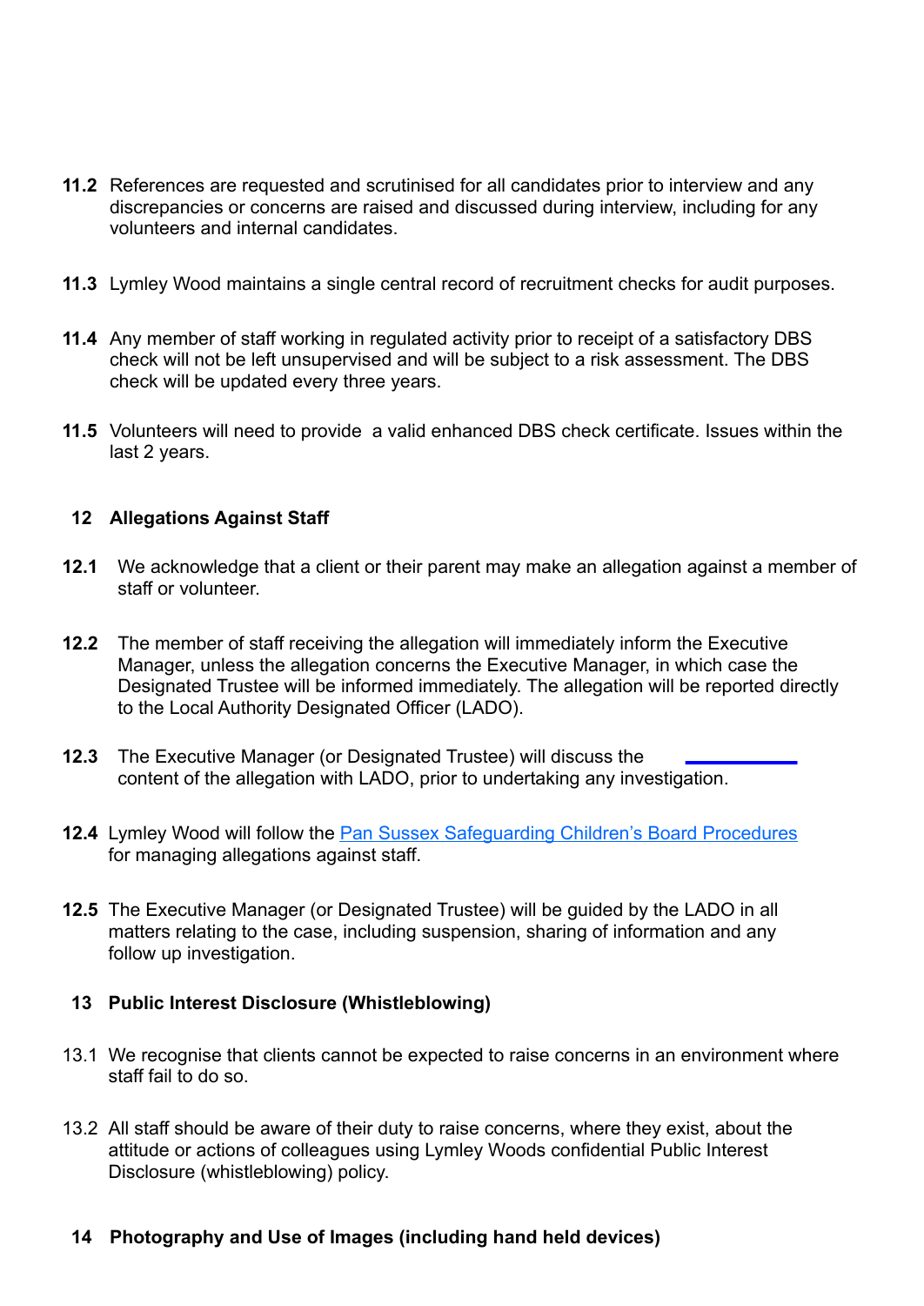**11.2** References are requested and scrutinised for all candidates prior to interview and any discrepancies or concerns are raised and discussed during interview, including for any volunteers and internal candidates.

**11.3** Lymley Wood maintains a single central record of recruitment checks for audit purposes.

**11.4** Any member of staff working in regulated activity prior to receipt of a satisfactory DBS check will not be left unsupervised and will be subject to a risk assessment. The DBS check will be updated every three years.

**11.5** Volunteers will need to provide a valid enhanced DBS check certificate. Issues within the last 2 years.

## 12 Allegations Against Staff

**12.1** We acknowledge that a client or their parent may make an allegation against a member of staff or volunteer.

**12.2** The member of staff receiving the allegation will immediately inform the Executive Manager, unless the allegation concerns the Executive Manager, in which case the Designated Trustee will be informed immediately. The allegation will be reported directly to the Local Authority Designated Officer (LADO).

**12.3** The Executive Manager (or Designated Trustee) will discuss the content of the allegation with LADO, prior to undertaking any investigation.

**12.4** Lymley Wood will follow the Pan Sussex Safeguarding Children's Board Procedures for managing allegations against staff.

**12.5** The Executive Manager (or Designated Trustee) will be guided by the LADO in all matters relating to the case, including suspension, sharing of information and any follow up investigation.

## 13 Public Interest Disclosure (Whistleblowing)

13.1 We recognise that clients cannot be expected to raise concerns in an environment where staff fail to do so.

13.2 All staff should be aware of their duty to raise concerns, where they exist, about the attitude or actions of colleagues using Lymley Woods confidential Public Interest Disclosure (whistleblowing) policy.

## 14 Photography and Use of Images (including hand held devices)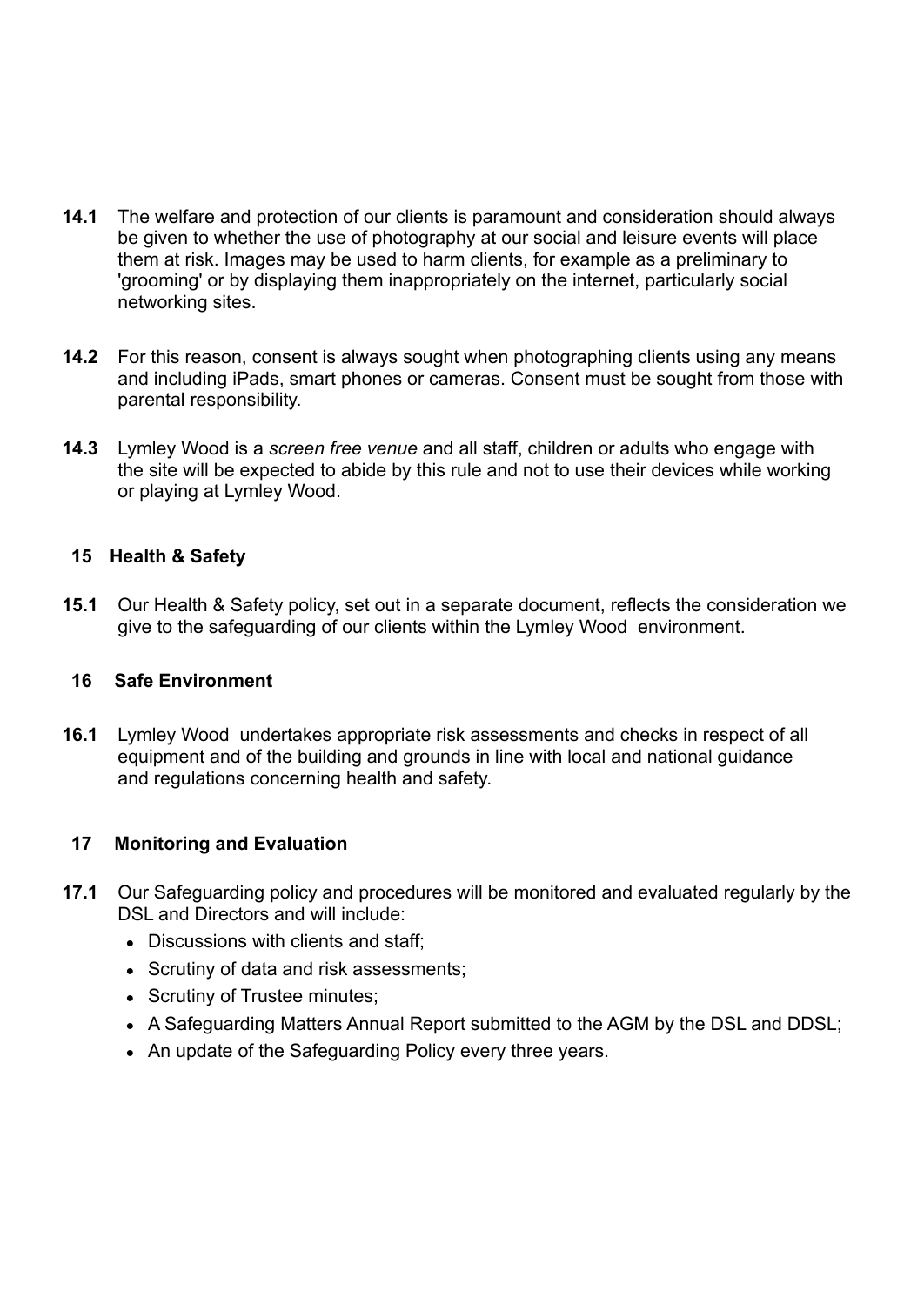**14.1** The welfare and protection of our clients is paramount and consideration should always be given to whether the use of photography at our social and leisure events will place them at risk. Images may be used to harm clients, for example as a preliminary to 'grooming' or by displaying them inappropriately on the internet, particularly social networking sites.

**14.2** For this reason, consent is always sought when photographing clients using any means and including iPads, smart phones or cameras. Consent must be sought from those with parental responsibility.

**14.3** Lymley Wood is a *screen free venue* and all staff, children or adults who engage with the site will be expected to abide by this rule and not to use their devices while working or playing at Lymley Wood.

## 15 Health & Safety

**15.1** Our Health & Safety policy, set out in a separate document, reflects the consideration we give to the safeguarding of our clients within the Lymley Wood environment.

## 16 Safe Environment

**16.1** Lymley Wood undertakes appropriate risk assessments and checks in respect of all equipment and of the building and grounds in line with local and national guidance and regulations concerning health and safety.

## 17 Monitoring and Evaluation

**17.1** Our Safeguarding policy and procedures will be monitored and evaluated regularly by the DSL and Directors and will include:

- Discussions with clients and staff;
- Scrutiny of data and risk assessments;
- Scrutiny of Trustee minutes;
- A Safeguarding Matters Annual Report submitted to the AGM by the DSL and DDSL;
- An update of the Safeguarding Policy every three years.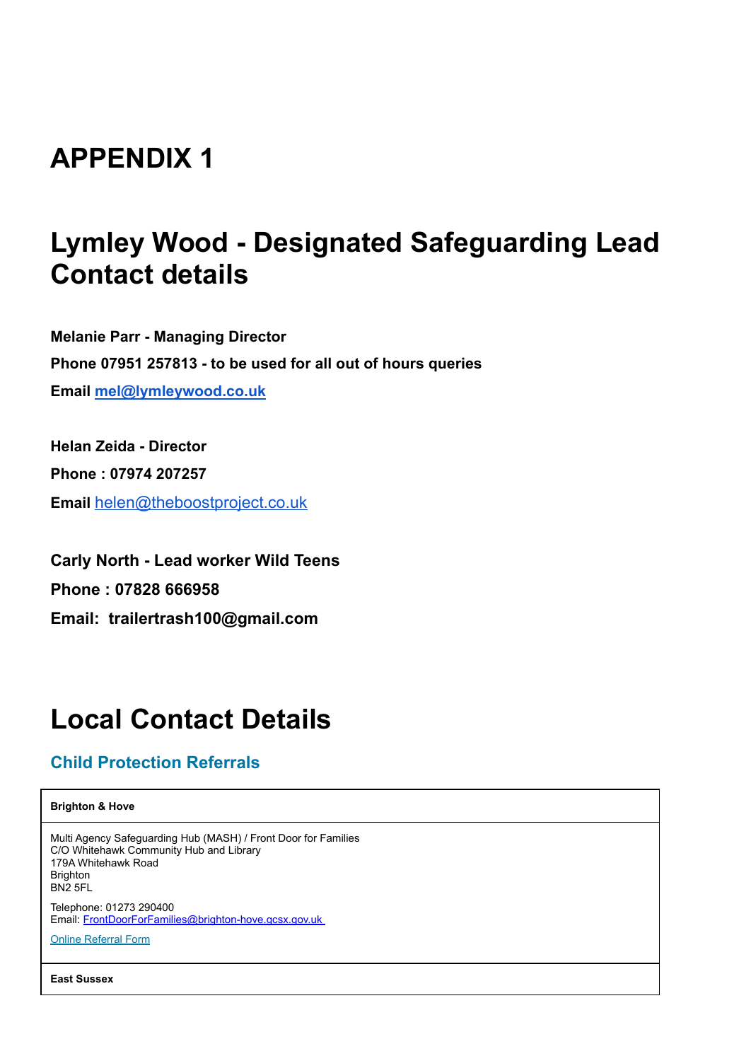# APPENDIX 1

# Lymley Wood - Designated Safeguarding Lead Contact details

**Melanie Parr - Managing Director**

**Phone 07951 257813 - to be used for all out of hours queries**

**Email [mel@lymleywood.co.uk](mailto:mel@lymleywood.co.uk)**

**Helan Zeida - Director**

**Phone : 07974 207257**

**Email** [helen@theboostproject.co.uk](mailto:helen@theboostproject.co.uk)

**Carly North - Lead worker Wild Teens**

**Phone : 07828 666958**

**Email: trailertrash100@gmail.com**

# Local Contact Details

## Child Protection Referrals

| **Brighton & Hove** |
|---|
| Multi Agency Safeguarding Hub (MASH) / Front Door for Families<br>C/O Whitehawk Community Hub and Library<br>179A Whitehawk Road<br>Brighton<br>BN2 5FL<br><br>Telephone: 01273 290400<br>Email: [FrontDoorForFamilies@brighton-hove.gcsx.gov.uk](mailto:FrontDoorForFamilies@brighton-hove.gcsx.gov.uk)<br><br>Online Referral Form |
| **East Sussex** |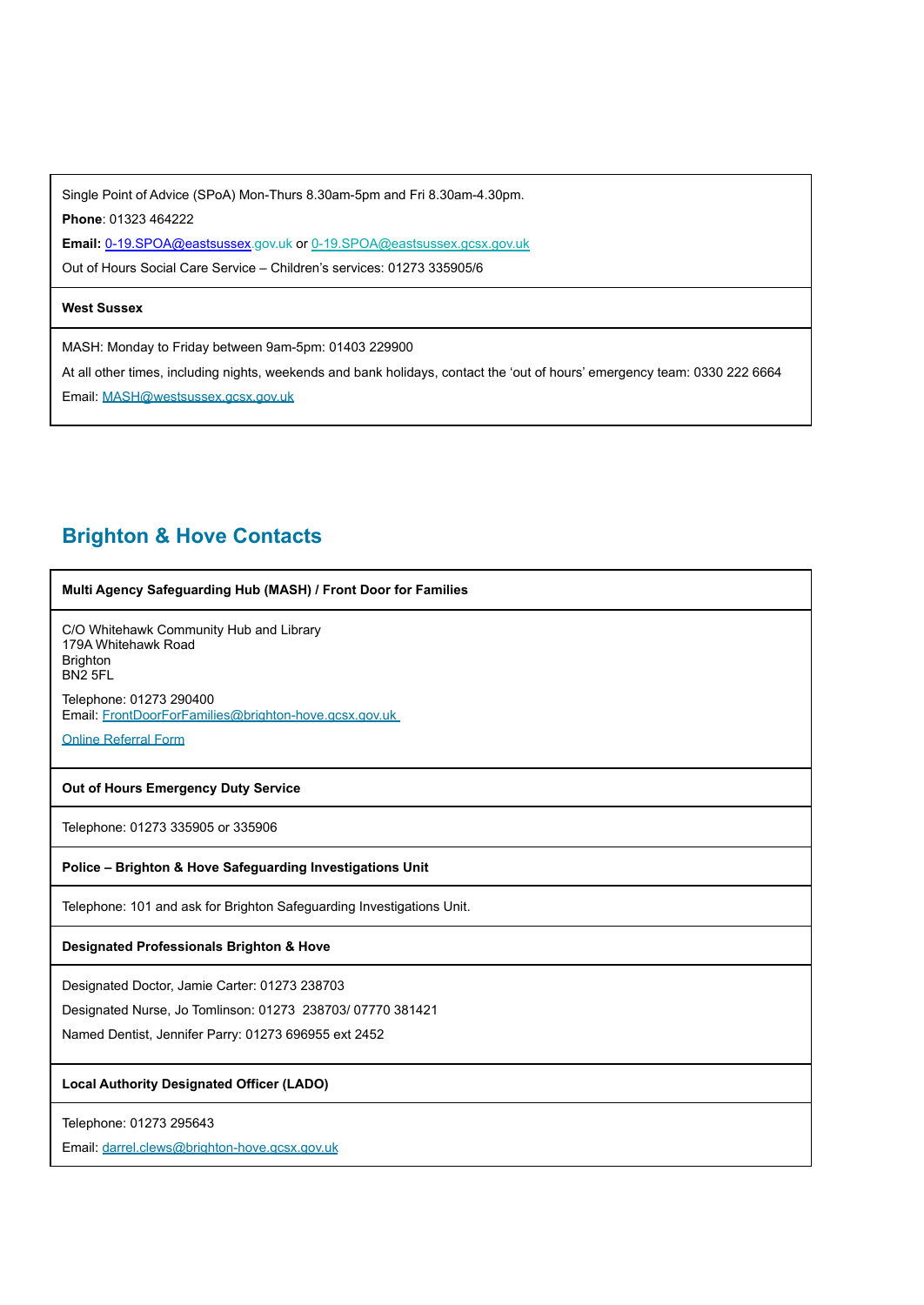Single Point of Advice (SPoA) Mon-Thurs 8.30am-5pm and Fri 8.30am-4.30pm.

**Phone**: 01323 464222

**Email:** 0-19.SPOA@eastsussex.gov.uk or 0-19.SPOA@eastsussex.gcsx.gov.uk

Out of Hours Social Care Service – Children's services: 01273 335905/6

**West Sussex**

MASH: Monday to Friday between 9am-5pm: 01403 229900

At all other times, including nights, weekends and bank holidays, contact the 'out of hours' emergency team: 0330 222 6664

Email: MASH@westsussex.gcsx.gov.uk

## Brighton & Hove Contacts

**Multi Agency Safeguarding Hub (MASH) / Front Door for Families**

C/O Whitehawk Community Hub and Library
179A Whitehawk Road
Brighton
BN2 5FL

Telephone: 01273 290400
Email: FrontDoorForFamilies@brighton-hove.gcsx.gov.uk

Online Referral Form

**Out of Hours Emergency Duty Service**

Telephone: 01273 335905 or 335906

**Police – Brighton & Hove Safeguarding Investigations Unit**

Telephone: 101 and ask for Brighton Safeguarding Investigations Unit.

**Designated Professionals Brighton & Hove**

Designated Doctor, Jamie Carter: 01273 238703

Designated Nurse, Jo Tomlinson: 01273 238703/ 07770 381421

Named Dentist, Jennifer Parry: 01273 696955 ext 2452

**Local Authority Designated Officer (LADO)**

Telephone: 01273 295643

Email: darrel.clews@brighton-hove.gcsx.gov.uk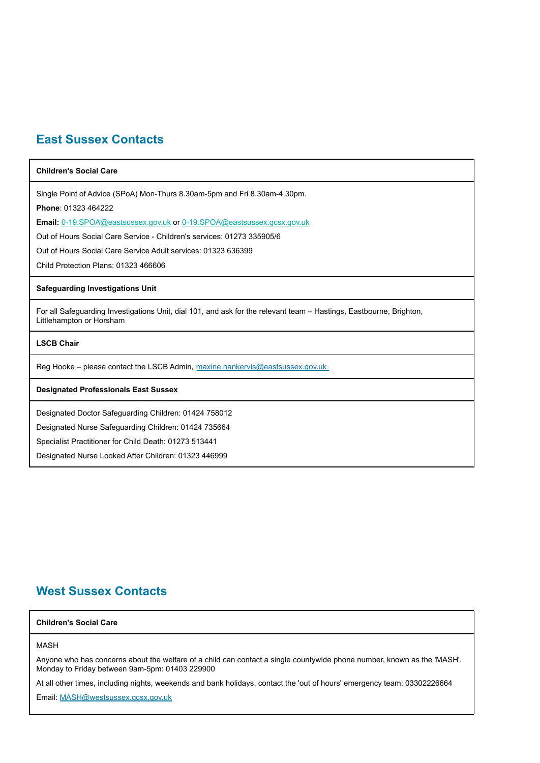## East Sussex Contacts

| Children's Social Care |
| --- |
| Single Point of Advice (SPoA) Mon-Thurs 8.30am-5pm and Fri 8.30am-4.30pm.<br>**Phone**: 01323 464222<br>**Email:** 0-19.SPOA@eastsussex.gov.uk or 0-19.SPOA@eastsussex.gcsx.gov.uk<br>Out of Hours Social Care Service - Children's services: 01273 335905/6<br>Out of Hours Social Care Service Adult services: 01323 636399<br>Child Protection Plans: 01323 466606 |
| **Safeguarding Investigations Unit** |
| For all Safeguarding Investigations Unit, dial 101, and ask for the relevant team – Hastings, Eastbourne, Brighton, Littlehampton or Horsham |
| **LSCB Chair** |
| Reg Hooke – please contact the LSCB Admin, maxine.nankervis@eastsussex.gov.uk |
| **Designated Professionals East Sussex** |
| Designated Doctor Safeguarding Children: 01424 758012<br>Designated Nurse Safeguarding Children: 01424 735664<br>Specialist Practitioner for Child Death: 01273 513441<br>Designated Nurse Looked After Children: 01323 446999 |

## West Sussex Contacts

| Children's Social Care |
| --- |
| MASH<br>Anyone who has concerns about the welfare of a child can contact a single countywide phone number, known as the 'MASH'. Monday to Friday between 9am-5pm: 01403 229900<br>At all other times, including nights, weekends and bank holidays, contact the 'out of hours' emergency team: 03302226664<br>Email: MASH@westsussex.gcsx.gov.uk |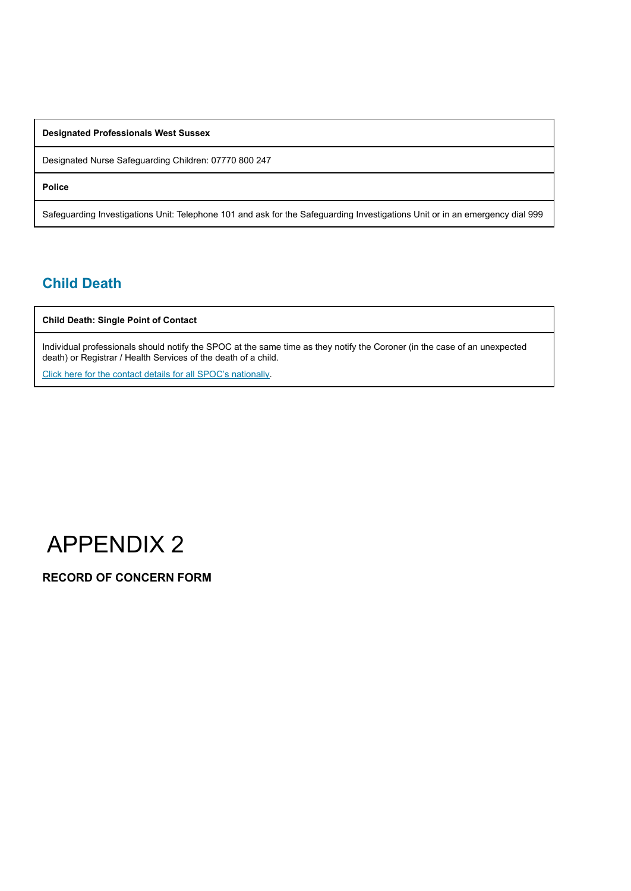| Designated Professionals West Sussex |
|---|
| Designated Nurse Safeguarding Children: 07770 800 247 |
| **Police** |
| Safeguarding Investigations Unit: Telephone 101 and ask for the Safeguarding Investigations Unit or in an emergency dial 999 |

## Child Death

| Child Death: Single Point of Contact |
|---|
| Individual professionals should notify the SPOC at the same time as they notify the Coroner (in the case of an unexpected death) or Registrar / Health Services of the death of a child.<br>Click here for the contact details for all SPOC's nationally. |

# APPENDIX 2

**RECORD OF CONCERN FORM**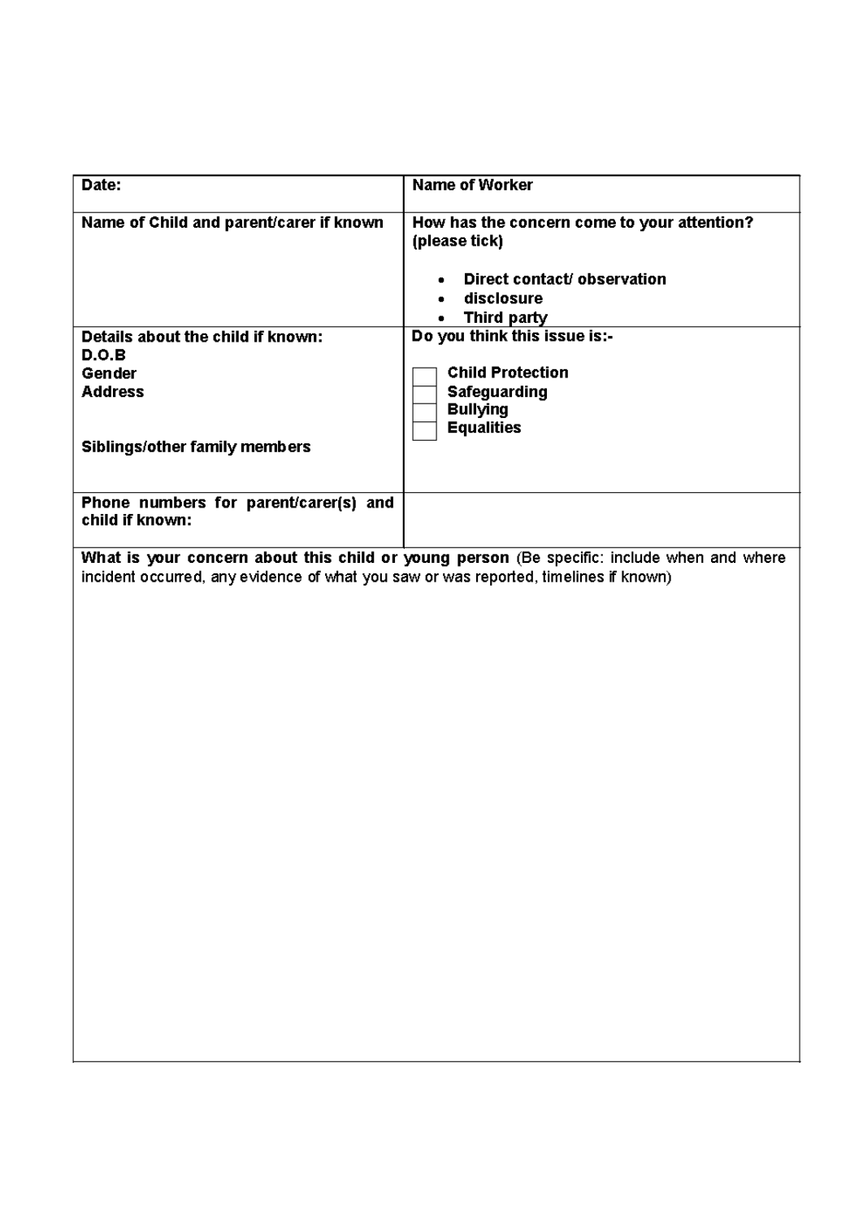| **Date:** | **Name of Worker** |
| --- | --- |
| **Name of Child and parent/carer if known** | **How has the concern come to your attention? (please tick)**<br><br>• **Direct contact/ observation**<br>• **disclosure**<br>• **Third party** |
| **Details about the child if known:**<br>**D.O.B**<br>**Gender**<br>**Address**<br><br><br>**Siblings/other family members** | **Do you think this issue is:-**<br><br>☐ **Child Protection**<br>☐ **Safeguarding**<br>☐ **Bullying**<br>☐ **Equalities** |
| **Phone numbers for parent/carer(s) and child if known:** | |

| **What is your concern about this child or young person** (Be specific: include when and where incident occurred, any evidence of what you saw or was reported, timelines if known) |
| --- |
| |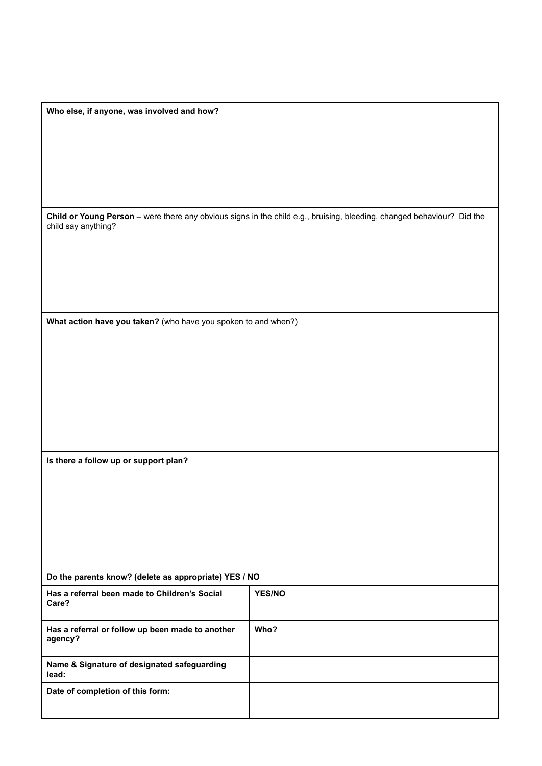**Who else, if anyone, was involved and how?**

**Child or Young Person –** were there any obvious signs in the child e.g., bruising, bleeding, changed behaviour? Did the child say anything?

**What action have you taken?** (who have you spoken to and when?)

**Is there a follow up or support plan?**

**Do the parents know? (delete as appropriate) YES / NO**

| | |
|---|---|
| **Has a referral been made to Children's Social Care?** | **YES/NO** |
| **Has a referral or follow up been made to another agency?** | **Who?** |
| **Name & Signature of designated safeguarding lead:** | |
| **Date of completion of this form:** | |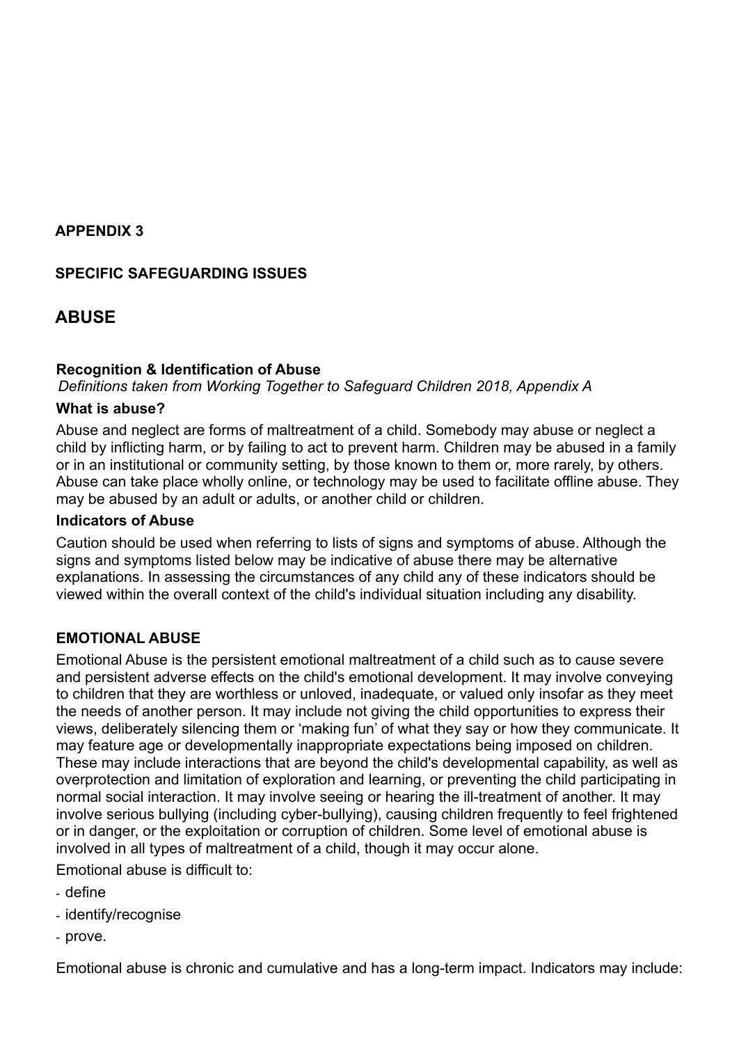**APPENDIX 3**

**SPECIFIC SAFEGUARDING ISSUES**

## ABUSE

**Recognition & Identification of Abuse**

*Definitions taken from Working Together to Safeguard Children 2018, Appendix A*

**What is abuse?**

Abuse and neglect are forms of maltreatment of a child. Somebody may abuse or neglect a child by inflicting harm, or by failing to act to prevent harm. Children may be abused in a family or in an institutional or community setting, by those known to them or, more rarely, by others. Abuse can take place wholly online, or technology may be used to facilitate offline abuse. They may be abused by an adult or adults, or another child or children.

**Indicators of Abuse**

Caution should be used when referring to lists of signs and symptoms of abuse. Although the signs and symptoms listed below may be indicative of abuse there may be alternative explanations. In assessing the circumstances of any child any of these indicators should be viewed within the overall context of the child's individual situation including any disability.

**EMOTIONAL ABUSE**

Emotional Abuse is the persistent emotional maltreatment of a child such as to cause severe and persistent adverse effects on the child's emotional development. It may involve conveying to children that they are worthless or unloved, inadequate, or valued only insofar as they meet the needs of another person. It may include not giving the child opportunities to express their views, deliberately silencing them or 'making fun' of what they say or how they communicate. It may feature age or developmentally inappropriate expectations being imposed on children. These may include interactions that are beyond the child's developmental capability, as well as overprotection and limitation of exploration and learning, or preventing the child participating in normal social interaction. It may involve seeing or hearing the ill-treatment of another. It may involve serious bullying (including cyber-bullying), causing children frequently to feel frightened or in danger, or the exploitation or corruption of children. Some level of emotional abuse is involved in all types of maltreatment of a child, though it may occur alone.

Emotional abuse is difficult to:

- define
- identify/recognise
- prove.

Emotional abuse is chronic and cumulative and has a long-term impact. Indicators may include: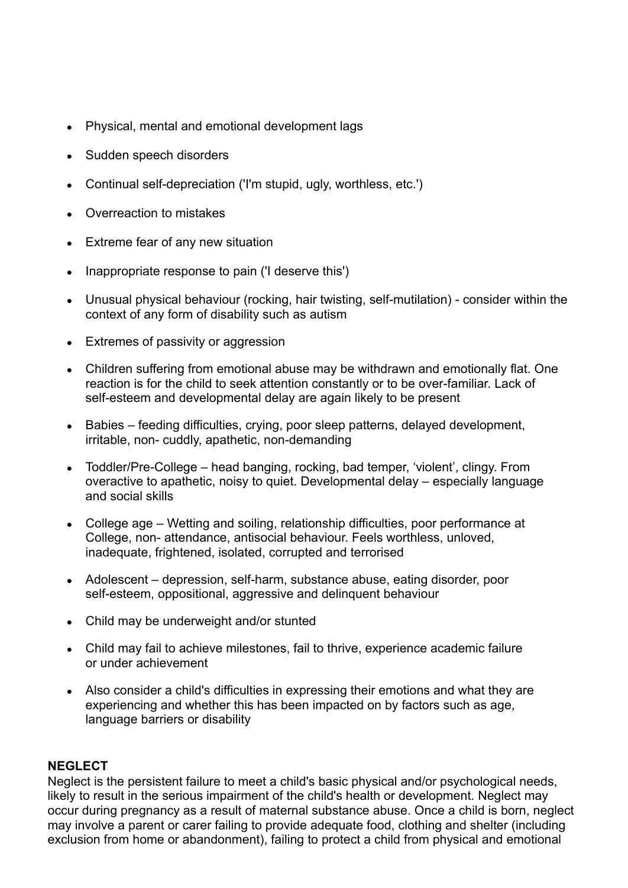- Physical, mental and emotional development lags
- Sudden speech disorders
- Continual self-depreciation ('I'm stupid, ugly, worthless, etc.')
- Overreaction to mistakes
- Extreme fear of any new situation
- Inappropriate response to pain ('I deserve this')
- Unusual physical behaviour (rocking, hair twisting, self-mutilation) - consider within the context of any form of disability such as autism
- Extremes of passivity or aggression
- Children suffering from emotional abuse may be withdrawn and emotionally flat. One reaction is for the child to seek attention constantly or to be over-familiar. Lack of self-esteem and developmental delay are again likely to be present
- Babies – feeding difficulties, crying, poor sleep patterns, delayed development, irritable, non- cuddly, apathetic, non-demanding
- Toddler/Pre-College – head banging, rocking, bad temper, 'violent', clingy. From overactive to apathetic, noisy to quiet. Developmental delay – especially language and social skills
- College age – Wetting and soiling, relationship difficulties, poor performance at College, non- attendance, antisocial behaviour. Feels worthless, unloved, inadequate, frightened, isolated, corrupted and terrorised
- Adolescent – depression, self-harm, substance abuse, eating disorder, poor self-esteem, oppositional, aggressive and delinquent behaviour
- Child may be underweight and/or stunted
- Child may fail to achieve milestones, fail to thrive, experience academic failure or under achievement
- Also consider a child's difficulties in expressing their emotions and what they are experiencing and whether this has been impacted on by factors such as age, language barriers or disability

**NEGLECT**

Neglect is the persistent failure to meet a child's basic physical and/or psychological needs, likely to result in the serious impairment of the child's health or development. Neglect may occur during pregnancy as a result of maternal substance abuse. Once a child is born, neglect may involve a parent or carer failing to provide adequate food, clothing and shelter (including exclusion from home or abandonment), failing to protect a child from physical and emotional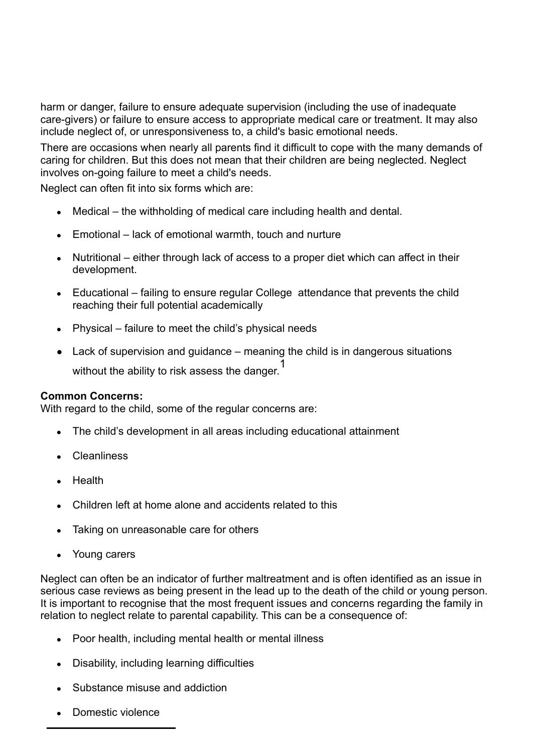harm or danger, failure to ensure adequate supervision (including the use of inadequate care-givers) or failure to ensure access to appropriate medical care or treatment. It may also include neglect of, or unresponsiveness to, a child's basic emotional needs.

There are occasions when nearly all parents find it difficult to cope with the many demands of caring for children. But this does not mean that their children are being neglected. Neglect involves on-going failure to meet a child's needs.

Neglect can often fit into six forms which are:

- Medical – the withholding of medical care including health and dental.
- Emotional – lack of emotional warmth, touch and nurture
- Nutritional – either through lack of access to a proper diet which can affect in their development.
- Educational – failing to ensure regular College attendance that prevents the child reaching their full potential academically
- Physical – failure to meet the child's physical needs
- Lack of supervision and guidance – meaning the child is in dangerous situations without the ability to risk assess the danger.[1]

**Common Concerns:**
With regard to the child, some of the regular concerns are:

- The child's development in all areas including educational attainment
- Cleanliness
- Health
- Children left at home alone and accidents related to this
- Taking on unreasonable care for others
- Young carers

Neglect can often be an indicator of further maltreatment and is often identified as an issue in serious case reviews as being present in the lead up to the death of the child or young person. It is important to recognise that the most frequent issues and concerns regarding the family in relation to neglect relate to parental capability. This can be a consequence of:

- Poor health, including mental health or mental illness
- Disability, including learning difficulties
- Substance misuse and addiction
- Domestic violence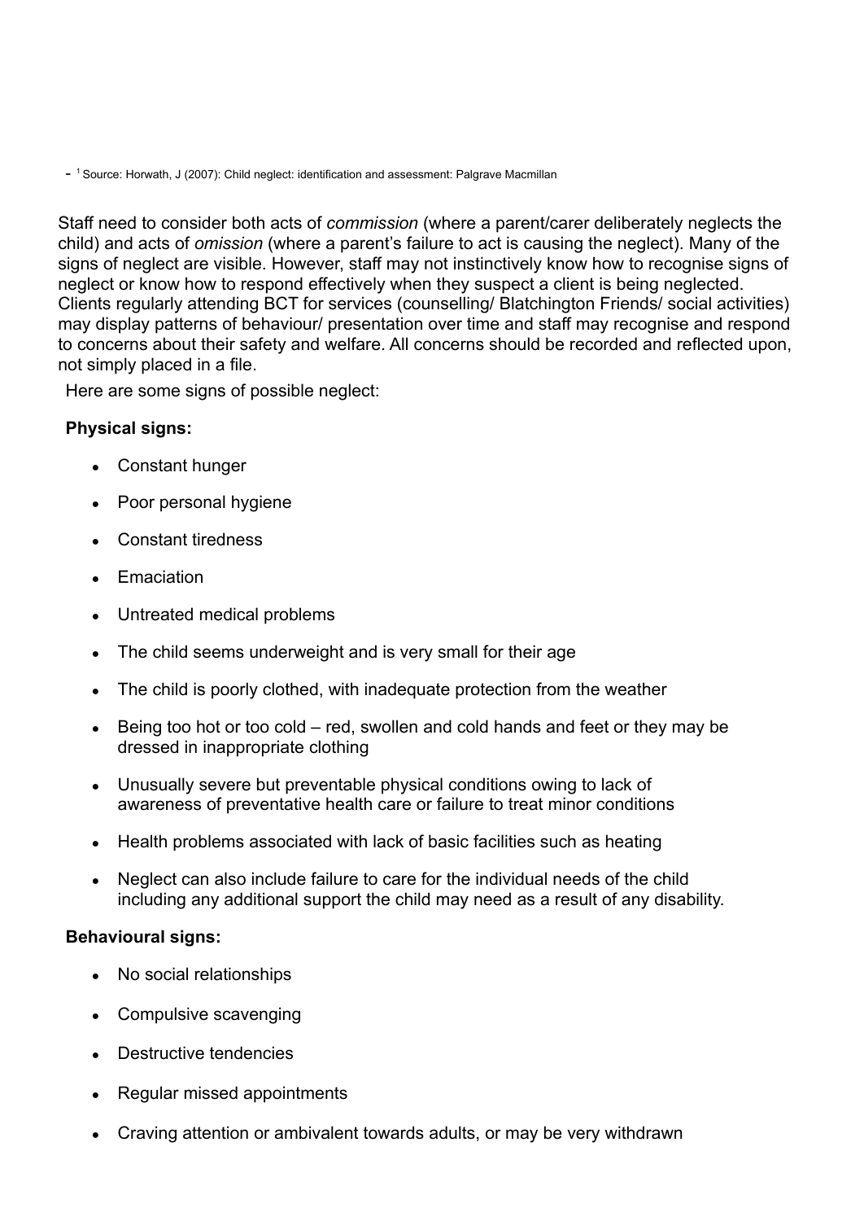- [1] Source: Horwath, J (2007): Child neglect: identification and assessment: Palgrave Macmillan

Staff need to consider both acts of *commission* (where a parent/carer deliberately neglects the child) and acts of *omission* (where a parent's failure to act is causing the neglect). Many of the signs of neglect are visible. However, staff may not instinctively know how to recognise signs of neglect or know how to respond effectively when they suspect a client is being neglected. Clients regularly attending BCT for services (counselling/ Blatchington Friends/ social activities) may display patterns of behaviour/ presentation over time and staff may recognise and respond to concerns about their safety and welfare. All concerns should be recorded and reflected upon, not simply placed in a file.

Here are some signs of possible neglect:

**Physical signs:**

- Constant hunger
- Poor personal hygiene
- Constant tiredness
- Emaciation
- Untreated medical problems
- The child seems underweight and is very small for their age
- The child is poorly clothed, with inadequate protection from the weather
- Being too hot or too cold – red, swollen and cold hands and feet or they may be dressed in inappropriate clothing
- Unusually severe but preventable physical conditions owing to lack of awareness of preventative health care or failure to treat minor conditions
- Health problems associated with lack of basic facilities such as heating
- Neglect can also include failure to care for the individual needs of the child including any additional support the child may need as a result of any disability.

**Behavioural signs:**

- No social relationships
- Compulsive scavenging
- Destructive tendencies
- Regular missed appointments
- Craving attention or ambivalent towards adults, or may be very withdrawn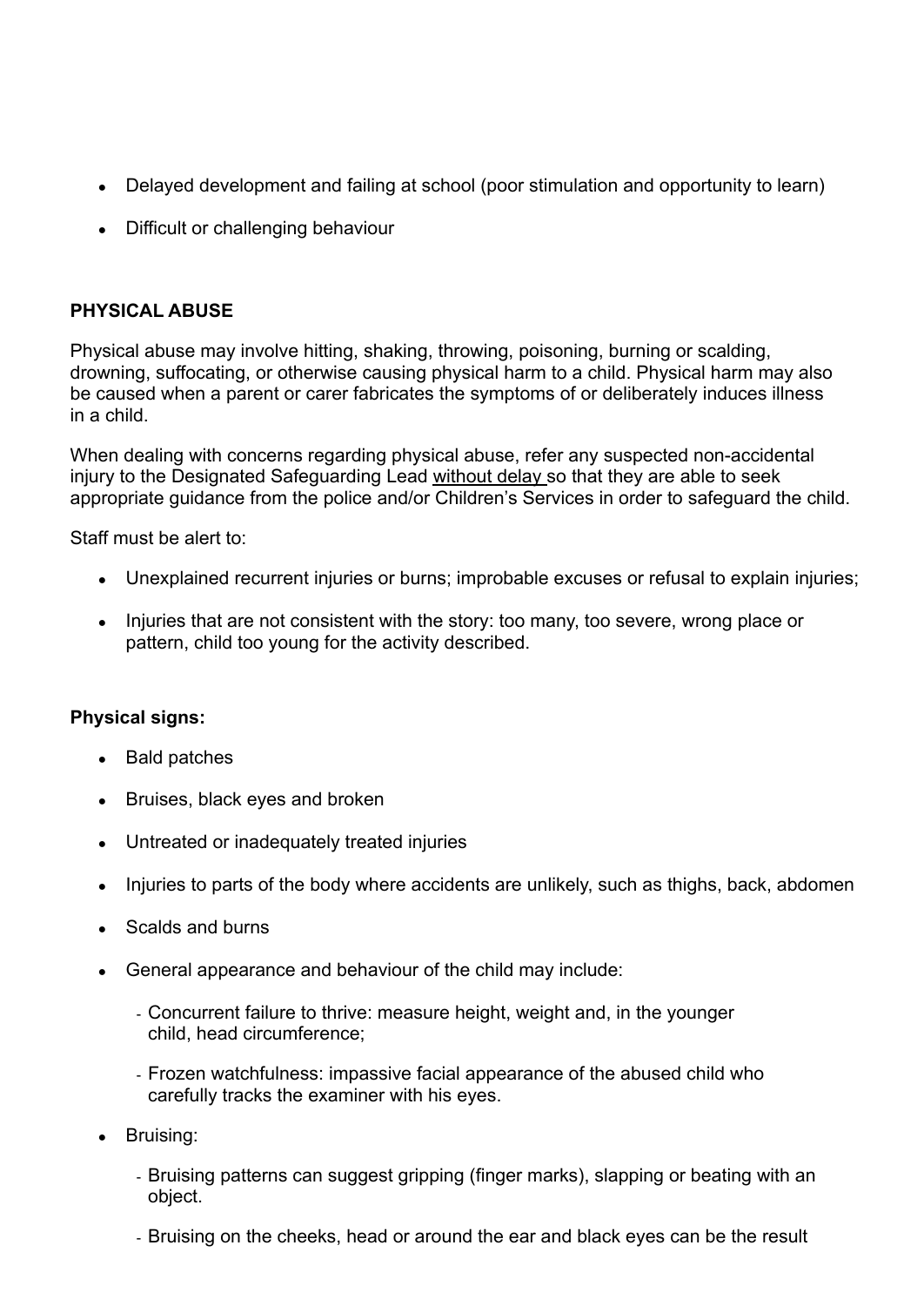- Delayed development and failing at school (poor stimulation and opportunity to learn)
- Difficult or challenging behaviour

**PHYSICAL ABUSE**

Physical abuse may involve hitting, shaking, throwing, poisoning, burning or scalding, drowning, suffocating, or otherwise causing physical harm to a child. Physical harm may also be caused when a parent or carer fabricates the symptoms of or deliberately induces illness in a child.

When dealing with concerns regarding physical abuse, refer any suspected non-accidental injury to the Designated Safeguarding Lead without delay so that they are able to seek appropriate guidance from the police and/or Children's Services in order to safeguard the child.

Staff must be alert to:

- Unexplained recurrent injuries or burns; improbable excuses or refusal to explain injuries;
- Injuries that are not consistent with the story: too many, too severe, wrong place or pattern, child too young for the activity described.

**Physical signs:**

- Bald patches
- Bruises, black eyes and broken
- Untreated or inadequately treated injuries
- Injuries to parts of the body where accidents are unlikely, such as thighs, back, abdomen
- Scalds and burns
- General appearance and behaviour of the child may include:
  - Concurrent failure to thrive: measure height, weight and, in the younger child, head circumference;
  - Frozen watchfulness: impassive facial appearance of the abused child who carefully tracks the examiner with his eyes.
- Bruising:
  - Bruising patterns can suggest gripping (finger marks), slapping or beating with an object.
  - Bruising on the cheeks, head or around the ear and black eyes can be the result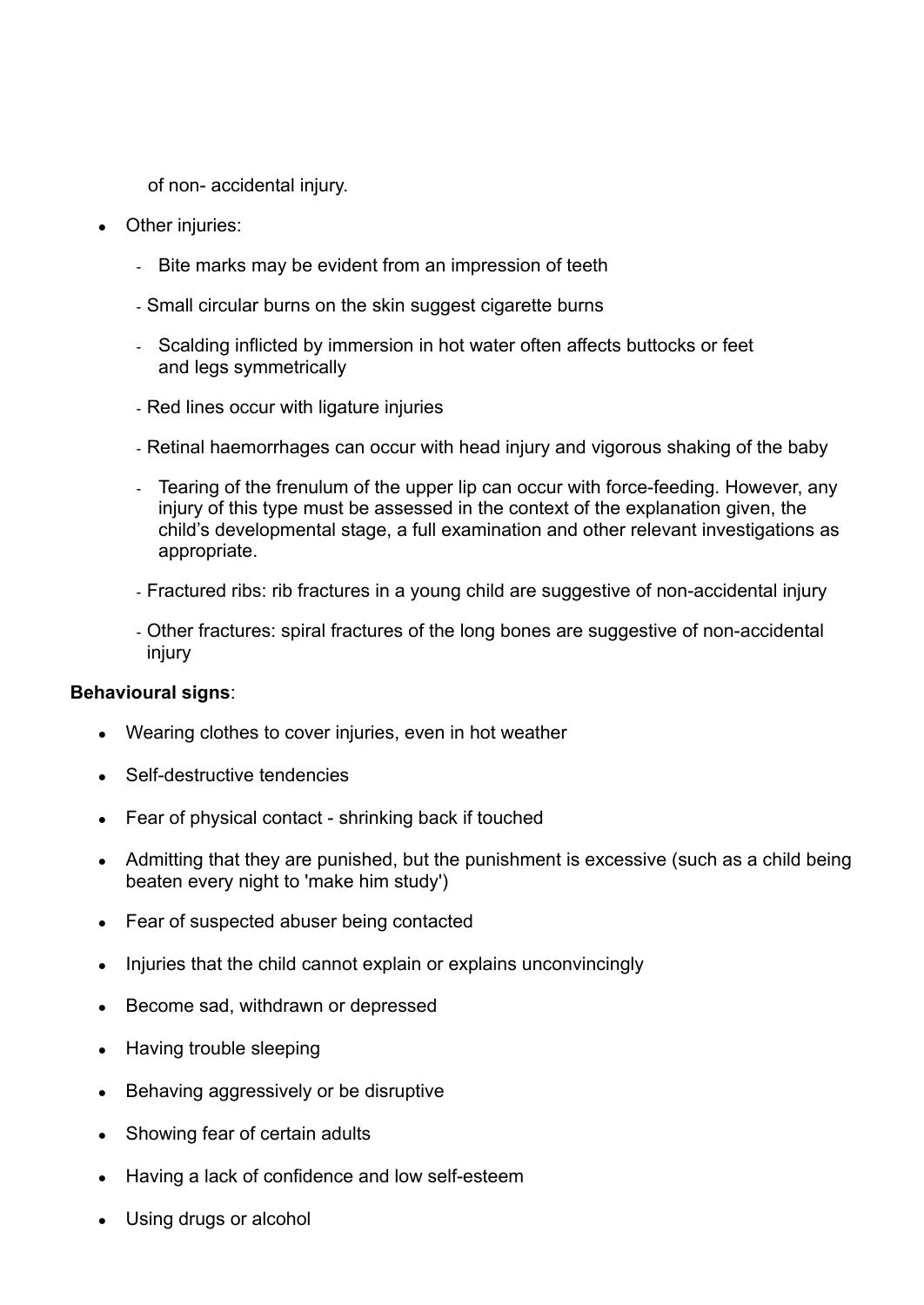of non- accidental injury.

- Other injuries:
  - Bite marks may be evident from an impression of teeth
  - Small circular burns on the skin suggest cigarette burns
  - Scalding inflicted by immersion in hot water often affects buttocks or feet and legs symmetrically
  - Red lines occur with ligature injuries
  - Retinal haemorrhages can occur with head injury and vigorous shaking of the baby
  - Tearing of the frenulum of the upper lip can occur with force-feeding. However, any injury of this type must be assessed in the context of the explanation given, the child's developmental stage, a full examination and other relevant investigations as appropriate.
  - Fractured ribs: rib fractures in a young child are suggestive of non-accidental injury
  - Other fractures: spiral fractures of the long bones are suggestive of non-accidental injury

**Behavioural signs**:

- Wearing clothes to cover injuries, even in hot weather
- Self-destructive tendencies
- Fear of physical contact - shrinking back if touched
- Admitting that they are punished, but the punishment is excessive (such as a child being beaten every night to 'make him study')
- Fear of suspected abuser being contacted
- Injuries that the child cannot explain or explains unconvincingly
- Become sad, withdrawn or depressed
- Having trouble sleeping
- Behaving aggressively or be disruptive
- Showing fear of certain adults
- Having a lack of confidence and low self-esteem
- Using drugs or alcohol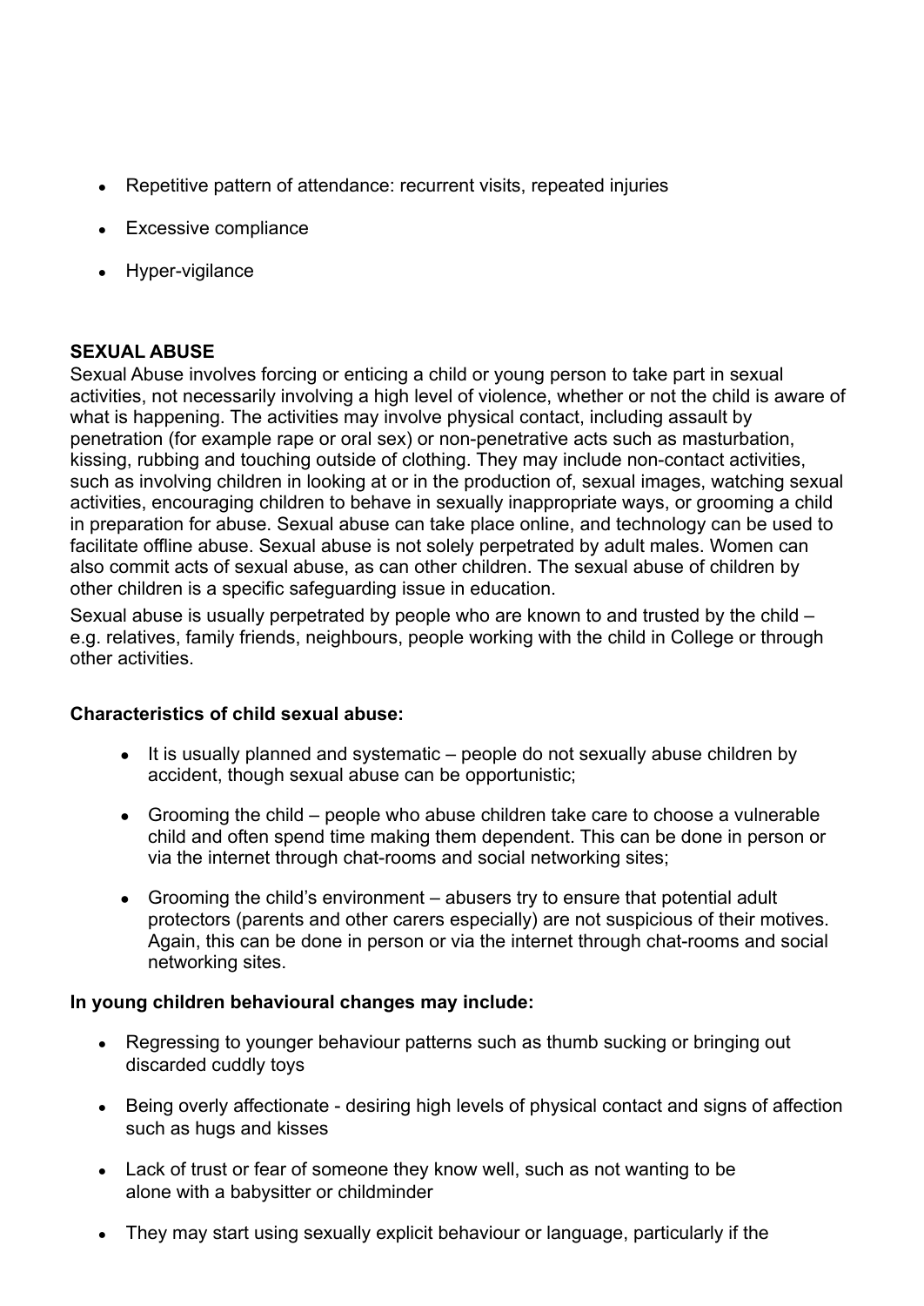- Repetitive pattern of attendance: recurrent visits, repeated injuries
- Excessive compliance
- Hyper-vigilance

**SEXUAL ABUSE**

Sexual Abuse involves forcing or enticing a child or young person to take part in sexual activities, not necessarily involving a high level of violence, whether or not the child is aware of what is happening. The activities may involve physical contact, including assault by penetration (for example rape or oral sex) or non-penetrative acts such as masturbation, kissing, rubbing and touching outside of clothing. They may include non-contact activities, such as involving children in looking at or in the production of, sexual images, watching sexual activities, encouraging children to behave in sexually inappropriate ways, or grooming a child in preparation for abuse. Sexual abuse can take place online, and technology can be used to facilitate offline abuse. Sexual abuse is not solely perpetrated by adult males. Women can also commit acts of sexual abuse, as can other children. The sexual abuse of children by other children is a specific safeguarding issue in education.

Sexual abuse is usually perpetrated by people who are known to and trusted by the child – e.g. relatives, family friends, neighbours, people working with the child in College or through other activities.

**Characteristics of child sexual abuse:**

- It is usually planned and systematic – people do not sexually abuse children by accident, though sexual abuse can be opportunistic;
- Grooming the child – people who abuse children take care to choose a vulnerable child and often spend time making them dependent. This can be done in person or via the internet through chat-rooms and social networking sites;
- Grooming the child's environment – abusers try to ensure that potential adult protectors (parents and other carers especially) are not suspicious of their motives. Again, this can be done in person or via the internet through chat-rooms and social networking sites.

**In young children behavioural changes may include:**

- Regressing to younger behaviour patterns such as thumb sucking or bringing out discarded cuddly toys
- Being overly affectionate - desiring high levels of physical contact and signs of affection such as hugs and kisses
- Lack of trust or fear of someone they know well, such as not wanting to be alone with a babysitter or childminder
- They may start using sexually explicit behaviour or language, particularly if the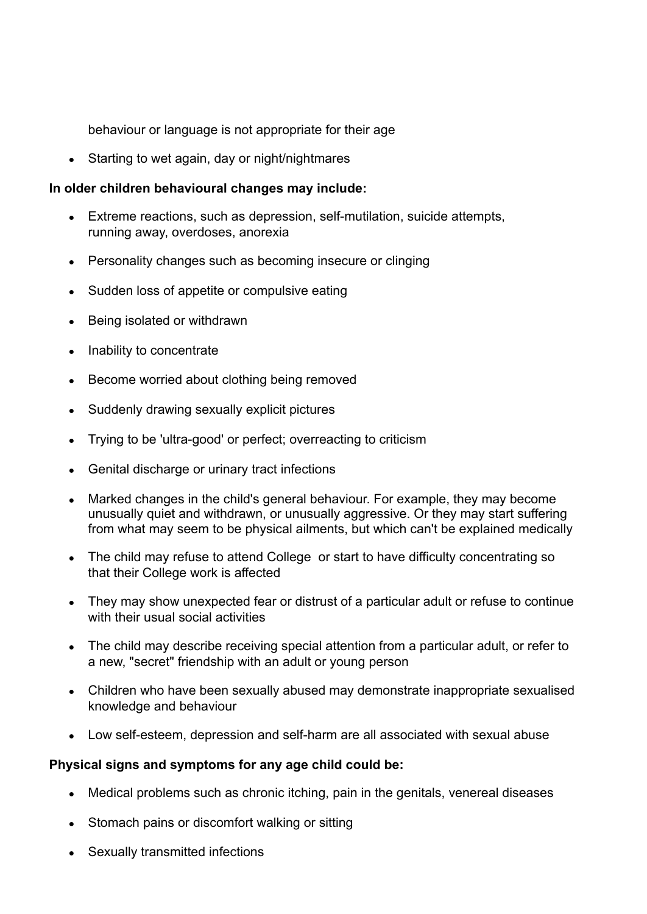behaviour or language is not appropriate for their age

- Starting to wet again, day or night/nightmares

**In older children behavioural changes may include:**

- Extreme reactions, such as depression, self-mutilation, suicide attempts, running away, overdoses, anorexia
- Personality changes such as becoming insecure or clinging
- Sudden loss of appetite or compulsive eating
- Being isolated or withdrawn
- Inability to concentrate
- Become worried about clothing being removed
- Suddenly drawing sexually explicit pictures
- Trying to be 'ultra-good' or perfect; overreacting to criticism
- Genital discharge or urinary tract infections
- Marked changes in the child's general behaviour. For example, they may become unusually quiet and withdrawn, or unusually aggressive. Or they may start suffering from what may seem to be physical ailments, but which can't be explained medically
- The child may refuse to attend College or start to have difficulty concentrating so that their College work is affected
- They may show unexpected fear or distrust of a particular adult or refuse to continue with their usual social activities
- The child may describe receiving special attention from a particular adult, or refer to a new, "secret" friendship with an adult or young person
- Children who have been sexually abused may demonstrate inappropriate sexualised knowledge and behaviour
- Low self-esteem, depression and self-harm are all associated with sexual abuse

**Physical signs and symptoms for any age child could be:**

- Medical problems such as chronic itching, pain in the genitals, venereal diseases
- Stomach pains or discomfort walking or sitting
- Sexually transmitted infections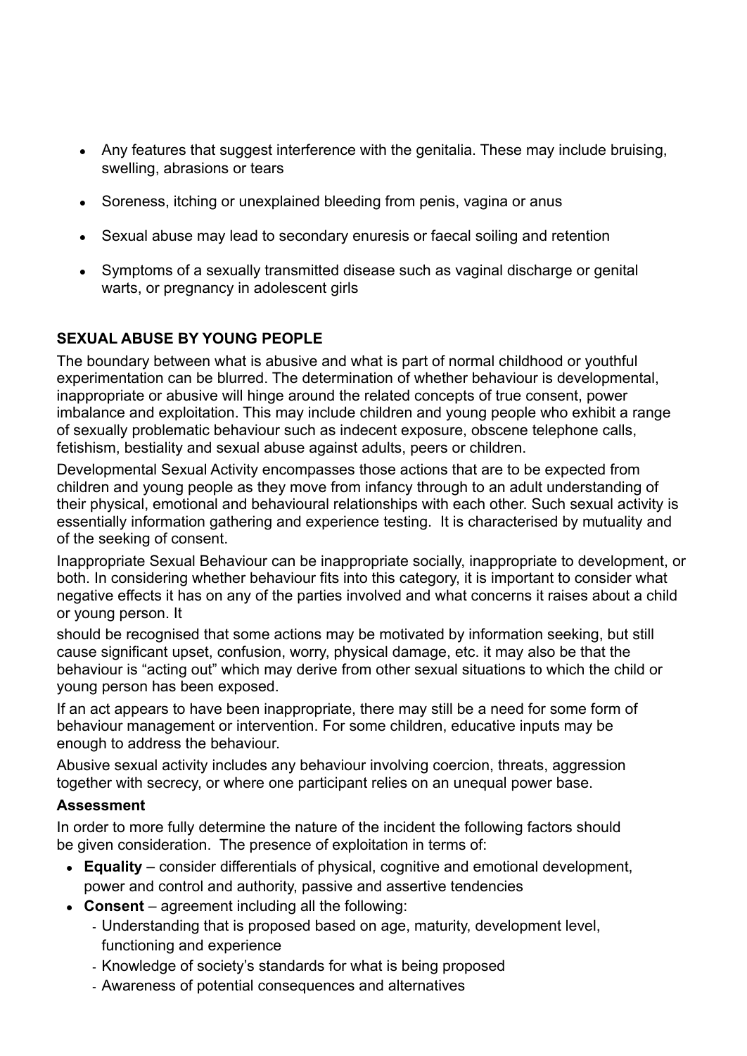- Any features that suggest interference with the genitalia. These may include bruising, swelling, abrasions or tears
- Soreness, itching or unexplained bleeding from penis, vagina or anus
- Sexual abuse may lead to secondary enuresis or faecal soiling and retention
- Symptoms of a sexually transmitted disease such as vaginal discharge or genital warts, or pregnancy in adolescent girls

**SEXUAL ABUSE BY YOUNG PEOPLE**

The boundary between what is abusive and what is part of normal childhood or youthful experimentation can be blurred. The determination of whether behaviour is developmental, inappropriate or abusive will hinge around the related concepts of true consent, power imbalance and exploitation. This may include children and young people who exhibit a range of sexually problematic behaviour such as indecent exposure, obscene telephone calls, fetishism, bestiality and sexual abuse against adults, peers or children.

Developmental Sexual Activity encompasses those actions that are to be expected from children and young people as they move from infancy through to an adult understanding of their physical, emotional and behavioural relationships with each other. Such sexual activity is essentially information gathering and experience testing. It is characterised by mutuality and of the seeking of consent.

Inappropriate Sexual Behaviour can be inappropriate socially, inappropriate to development, or both. In considering whether behaviour fits into this category, it is important to consider what negative effects it has on any of the parties involved and what concerns it raises about a child or young person. It should be recognised that some actions may be motivated by information seeking, but still cause significant upset, confusion, worry, physical damage, etc. it may also be that the behaviour is "acting out" which may derive from other sexual situations to which the child or young person has been exposed.

If an act appears to have been inappropriate, there may still be a need for some form of behaviour management or intervention. For some children, educative inputs may be enough to address the behaviour.

Abusive sexual activity includes any behaviour involving coercion, threats, aggression together with secrecy, or where one participant relies on an unequal power base.

**Assessment**

In order to more fully determine the nature of the incident the following factors should be given consideration. The presence of exploitation in terms of:

- **Equality** – consider differentials of physical, cognitive and emotional development, power and control and authority, passive and assertive tendencies
- **Consent** – agreement including all the following:
  - Understanding that is proposed based on age, maturity, development level, functioning and experience
  - Knowledge of society's standards for what is being proposed
  - Awareness of potential consequences and alternatives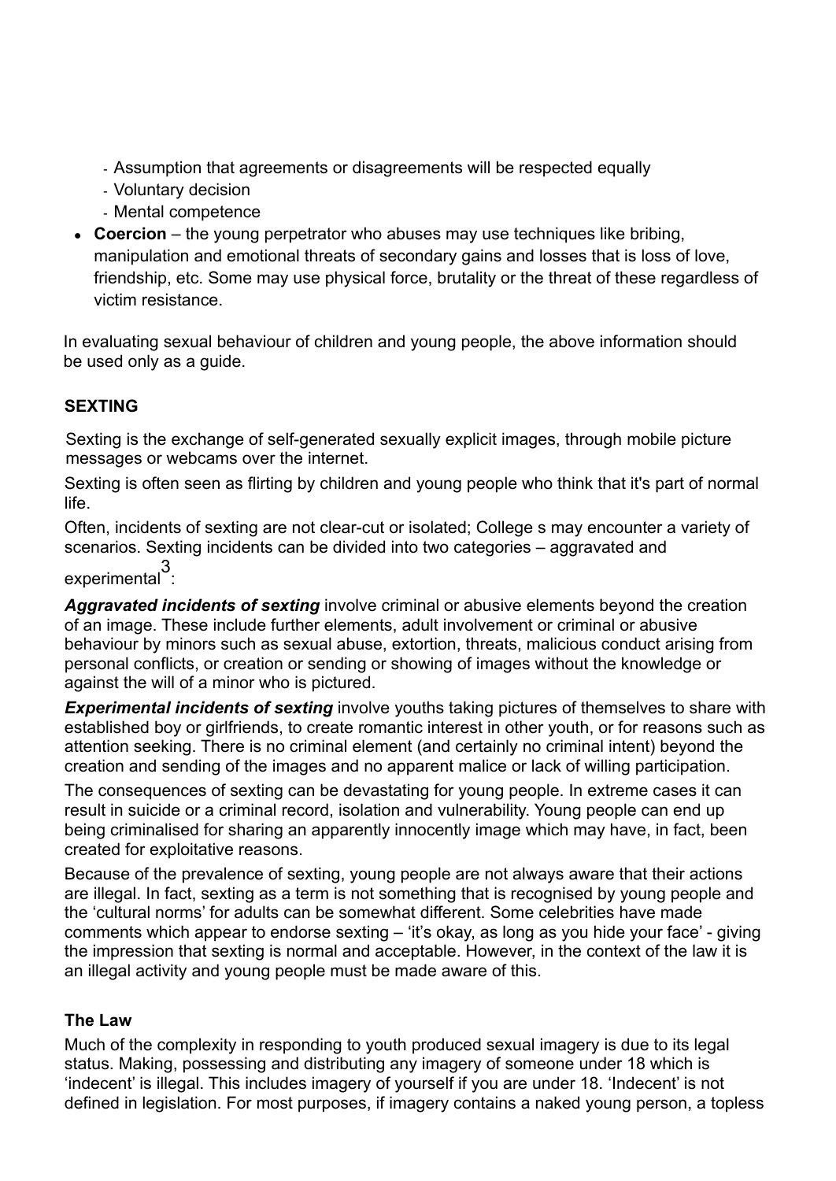- Assumption that agreements or disagreements will be respected equally
- Voluntary decision
- Mental competence

- **Coercion** – the young perpetrator who abuses may use techniques like bribing, manipulation and emotional threats of secondary gains and losses that is loss of love, friendship, etc. Some may use physical force, brutality or the threat of these regardless of victim resistance.

In evaluating sexual behaviour of children and young people, the above information should be used only as a guide.

## SEXTING

Sexting is the exchange of self-generated sexually explicit images, through mobile picture messages or webcams over the internet.

Sexting is often seen as flirting by children and young people who think that it's part of normal life.

Often, incidents of sexting are not clear-cut or isolated; College s may encounter a variety of scenarios. Sexting incidents can be divided into two categories – aggravated and experimental[3]:

***Aggravated incidents of sexting*** involve criminal or abusive elements beyond the creation of an image. These include further elements, adult involvement or criminal or abusive behaviour by minors such as sexual abuse, extortion, threats, malicious conduct arising from personal conflicts, or creation or sending or showing of images without the knowledge or against the will of a minor who is pictured.

***Experimental incidents of sexting*** involve youths taking pictures of themselves to share with established boy or girlfriends, to create romantic interest in other youth, or for reasons such as attention seeking. There is no criminal element (and certainly no criminal intent) beyond the creation and sending of the images and no apparent malice or lack of willing participation.

The consequences of sexting can be devastating for young people. In extreme cases it can result in suicide or a criminal record, isolation and vulnerability. Young people can end up being criminalised for sharing an apparently innocently image which may have, in fact, been created for exploitative reasons.

Because of the prevalence of sexting, young people are not always aware that their actions are illegal. In fact, sexting as a term is not something that is recognised by young people and the 'cultural norms' for adults can be somewhat different. Some celebrities have made comments which appear to endorse sexting – 'it's okay, as long as you hide your face' - giving the impression that sexting is normal and acceptable. However, in the context of the law it is an illegal activity and young people must be made aware of this.

### The Law

Much of the complexity in responding to youth produced sexual imagery is due to its legal status. Making, possessing and distributing any imagery of someone under 18 which is 'indecent' is illegal. This includes imagery of yourself if you are under 18. 'Indecent' is not defined in legislation. For most purposes, if imagery contains a naked young person, a topless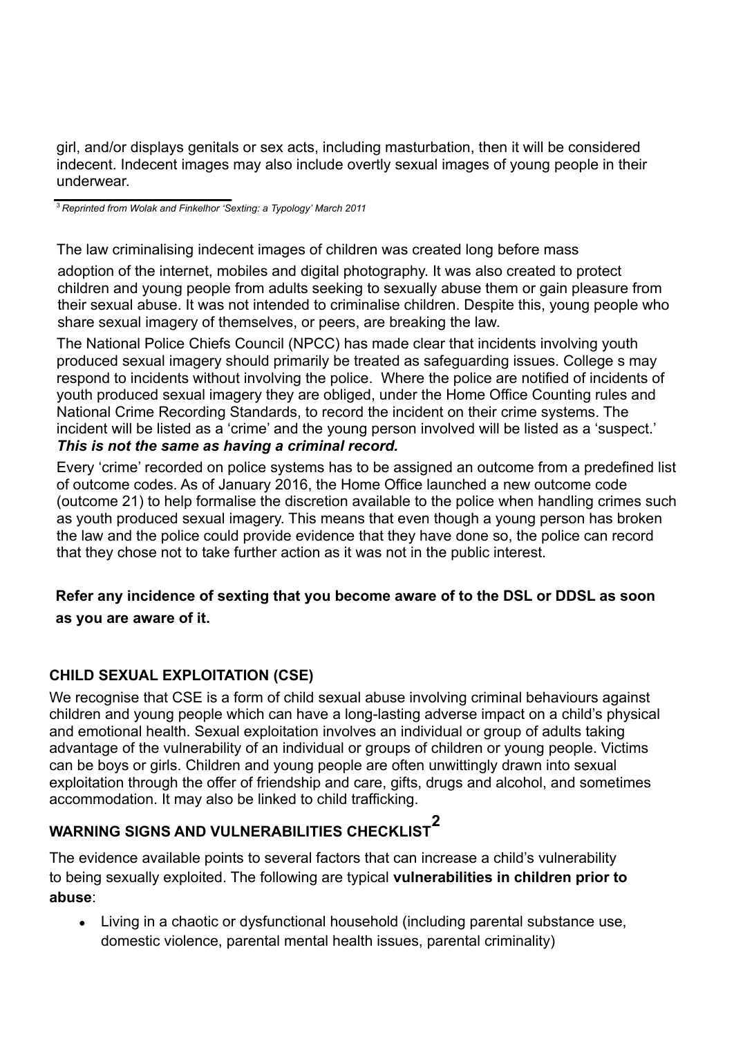girl, and/or displays genitals or sex acts, including masturbation, then it will be considered indecent. Indecent images may also include overtly sexual images of young people in their underwear.

[3] *Reprinted from Wolak and Finkelhor 'Sexting: a Typology' March 2011*

The law criminalising indecent images of children was created long before mass adoption of the internet, mobiles and digital photography. It was also created to protect children and young people from adults seeking to sexually abuse them or gain pleasure from their sexual abuse. It was not intended to criminalise children. Despite this, young people who share sexual imagery of themselves, or peers, are breaking the law.

The National Police Chiefs Council (NPCC) has made clear that incidents involving youth produced sexual imagery should primarily be treated as safeguarding issues. College s may respond to incidents without involving the police. Where the police are notified of incidents of youth produced sexual imagery they are obliged, under the Home Office Counting rules and National Crime Recording Standards, to record the incident on their crime systems. The incident will be listed as a 'crime' and the young person involved will be listed as a 'suspect.' ***This is not the same as having a criminal record.***

Every 'crime' recorded on police systems has to be assigned an outcome from a predefined list of outcome codes. As of January 2016, the Home Office launched a new outcome code (outcome 21) to help formalise the discretion available to the police when handling crimes such as youth produced sexual imagery. This means that even though a young person has broken the law and the police could provide evidence that they have done so, the police can record that they chose not to take further action as it was not in the public interest.

**Refer any incidence of sexting that you become aware of to the DSL or DDSL as soon as you are aware of it.**

## CHILD SEXUAL EXPLOITATION (CSE)

We recognise that CSE is a form of child sexual abuse involving criminal behaviours against children and young people which can have a long-lasting adverse impact on a child's physical and emotional health. Sexual exploitation involves an individual or group of adults taking advantage of the vulnerability of an individual or groups of children or young people. Victims can be boys or girls. Children and young people are often unwittingly drawn into sexual exploitation through the offer of friendship and care, gifts, drugs and alcohol, and sometimes accommodation. It may also be linked to child trafficking.

## WARNING SIGNS AND VULNERABILITIES CHECKLIST[2]

The evidence available points to several factors that can increase a child's vulnerability to being sexually exploited. The following are typical **vulnerabilities in children prior to abuse**:

- Living in a chaotic or dysfunctional household (including parental substance use, domestic violence, parental mental health issues, parental criminality)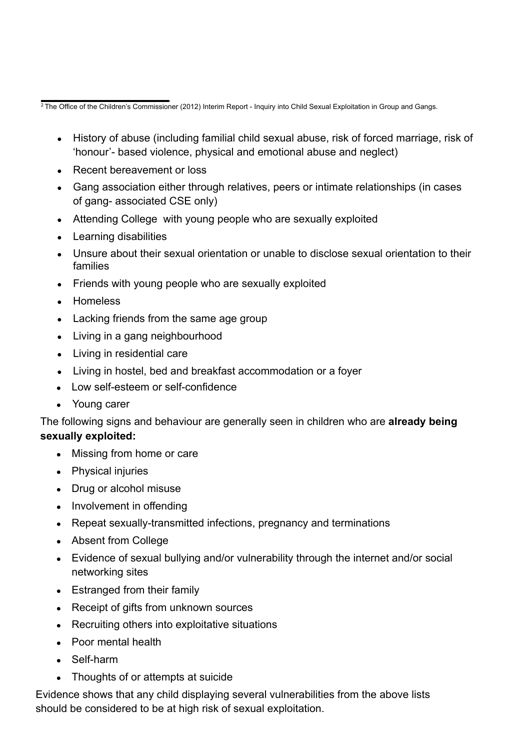[2] The Office of the Children's Commissioner (2012) Interim Report - Inquiry into Child Sexual Exploitation in Group and Gangs.

- History of abuse (including familial child sexual abuse, risk of forced marriage, risk of 'honour'- based violence, physical and emotional abuse and neglect)
- Recent bereavement or loss
- Gang association either through relatives, peers or intimate relationships (in cases of gang- associated CSE only)
- Attending College with young people who are sexually exploited
- Learning disabilities
- Unsure about their sexual orientation or unable to disclose sexual orientation to their families
- Friends with young people who are sexually exploited
- Homeless
- Lacking friends from the same age group
- Living in a gang neighbourhood
- Living in residential care
- Living in hostel, bed and breakfast accommodation or a foyer
- Low self-esteem or self-confidence
- Young carer

The following signs and behaviour are generally seen in children who are **already being sexually exploited:**

- Missing from home or care
- Physical injuries
- Drug or alcohol misuse
- Involvement in offending
- Repeat sexually-transmitted infections, pregnancy and terminations
- Absent from College
- Evidence of sexual bullying and/or vulnerability through the internet and/or social networking sites
- Estranged from their family
- Receipt of gifts from unknown sources
- Recruiting others into exploitative situations
- Poor mental health
- Self-harm
- Thoughts of or attempts at suicide

Evidence shows that any child displaying several vulnerabilities from the above lists should be considered to be at high risk of sexual exploitation.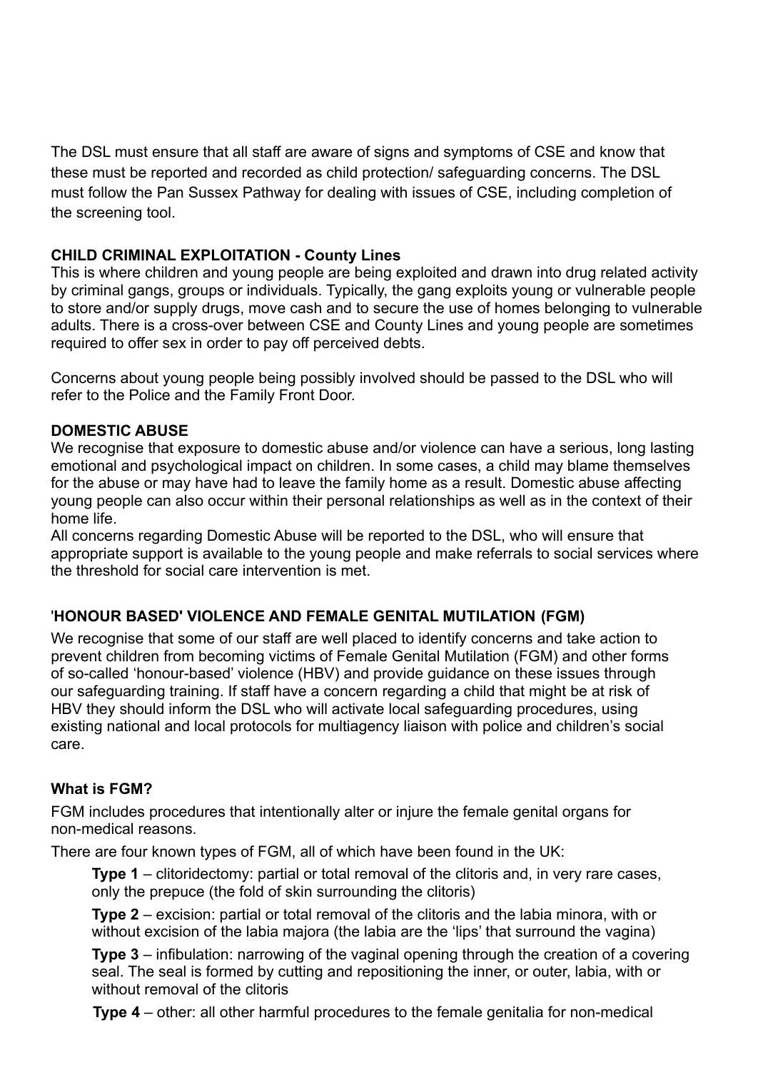The DSL must ensure that all staff are aware of signs and symptoms of CSE and know that these must be reported and recorded as child protection/ safeguarding concerns. The DSL must follow the Pan Sussex Pathway for dealing with issues of CSE, including completion of the screening tool.

**CHILD CRIMINAL EXPLOITATION - County Lines**

This is where children and young people are being exploited and drawn into drug related activity by criminal gangs, groups or individuals. Typically, the gang exploits young or vulnerable people to store and/or supply drugs, move cash and to secure the use of homes belonging to vulnerable adults. There is a cross-over between CSE and County Lines and young people are sometimes required to offer sex in order to pay off perceived debts.

Concerns about young people being possibly involved should be passed to the DSL who will refer to the Police and the Family Front Door.

**DOMESTIC ABUSE**

We recognise that exposure to domestic abuse and/or violence can have a serious, long lasting emotional and psychological impact on children. In some cases, a child may blame themselves for the abuse or may have had to leave the family home as a result. Domestic abuse affecting young people can also occur within their personal relationships as well as in the context of their home life.

All concerns regarding Domestic Abuse will be reported to the DSL, who will ensure that appropriate support is available to the young people and make referrals to social services where the threshold for social care intervention is met.

**'HONOUR BASED' VIOLENCE AND FEMALE GENITAL MUTILATION (FGM)**

We recognise that some of our staff are well placed to identify concerns and take action to prevent children from becoming victims of Female Genital Mutilation (FGM) and other forms of so-called 'honour-based' violence (HBV) and provide guidance on these issues through our safeguarding training. If staff have a concern regarding a child that might be at risk of HBV they should inform the DSL who will activate local safeguarding procedures, using existing national and local protocols for multiagency liaison with police and children's social care.

**What is FGM?**

FGM includes procedures that intentionally alter or injure the female genital organs for non-medical reasons.

There are four known types of FGM, all of which have been found in the UK:

**Type 1** – clitoridectomy: partial or total removal of the clitoris and, in very rare cases, only the prepuce (the fold of skin surrounding the clitoris)

**Type 2** – excision: partial or total removal of the clitoris and the labia minora, with or without excision of the labia majora (the labia are the 'lips' that surround the vagina)

**Type 3** – infibulation: narrowing of the vaginal opening through the creation of a covering seal. The seal is formed by cutting and repositioning the inner, or outer, labia, with or without removal of the clitoris

**Type 4** – other: all other harmful procedures to the female genitalia for non-medical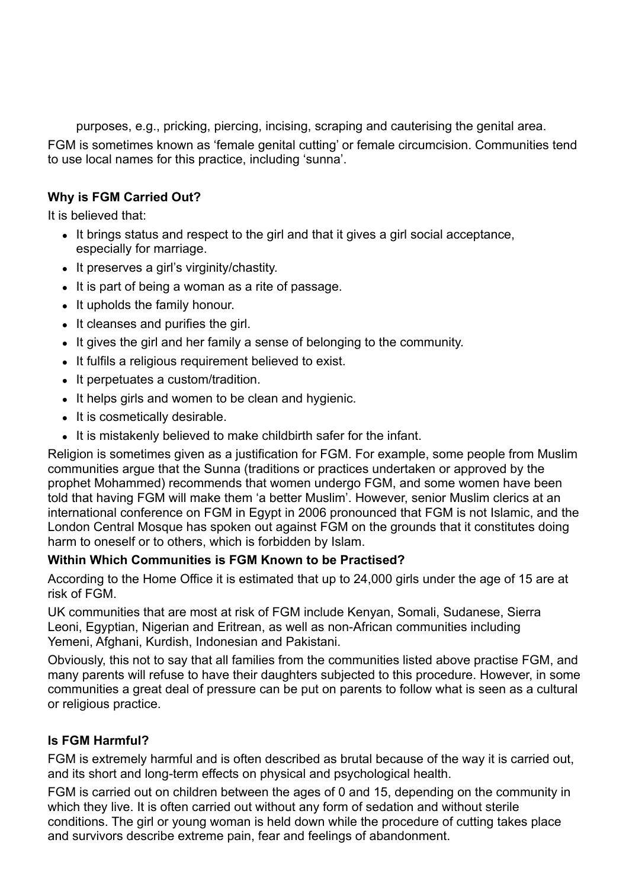purposes, e.g., pricking, piercing, incising, scraping and cauterising the genital area.

FGM is sometimes known as 'female genital cutting' or female circumcision. Communities tend to use local names for this practice, including 'sunna'.

**Why is FGM Carried Out?**

It is believed that:

- It brings status and respect to the girl and that it gives a girl social acceptance, especially for marriage.
- It preserves a girl's virginity/chastity.
- It is part of being a woman as a rite of passage.
- It upholds the family honour.
- It cleanses and purifies the girl.
- It gives the girl and her family a sense of belonging to the community.
- It fulfils a religious requirement believed to exist.
- It perpetuates a custom/tradition.
- It helps girls and women to be clean and hygienic.
- It is cosmetically desirable.
- It is mistakenly believed to make childbirth safer for the infant.

Religion is sometimes given as a justification for FGM. For example, some people from Muslim communities argue that the Sunna (traditions or practices undertaken or approved by the prophet Mohammed) recommends that women undergo FGM, and some women have been told that having FGM will make them 'a better Muslim'. However, senior Muslim clerics at an international conference on FGM in Egypt in 2006 pronounced that FGM is not Islamic, and the London Central Mosque has spoken out against FGM on the grounds that it constitutes doing harm to oneself or to others, which is forbidden by Islam.

**Within Which Communities is FGM Known to be Practised?**

According to the Home Office it is estimated that up to 24,000 girls under the age of 15 are at risk of FGM.

UK communities that are most at risk of FGM include Kenyan, Somali, Sudanese, Sierra Leoni, Egyptian, Nigerian and Eritrean, as well as non-African communities including Yemeni, Afghani, Kurdish, Indonesian and Pakistani.

Obviously, this not to say that all families from the communities listed above practise FGM, and many parents will refuse to have their daughters subjected to this procedure. However, in some communities a great deal of pressure can be put on parents to follow what is seen as a cultural or religious practice.

**Is FGM Harmful?**

FGM is extremely harmful and is often described as brutal because of the way it is carried out, and its short and long-term effects on physical and psychological health.

FGM is carried out on children between the ages of 0 and 15, depending on the community in which they live. It is often carried out without any form of sedation and without sterile conditions. The girl or young woman is held down while the procedure of cutting takes place and survivors describe extreme pain, fear and feelings of abandonment.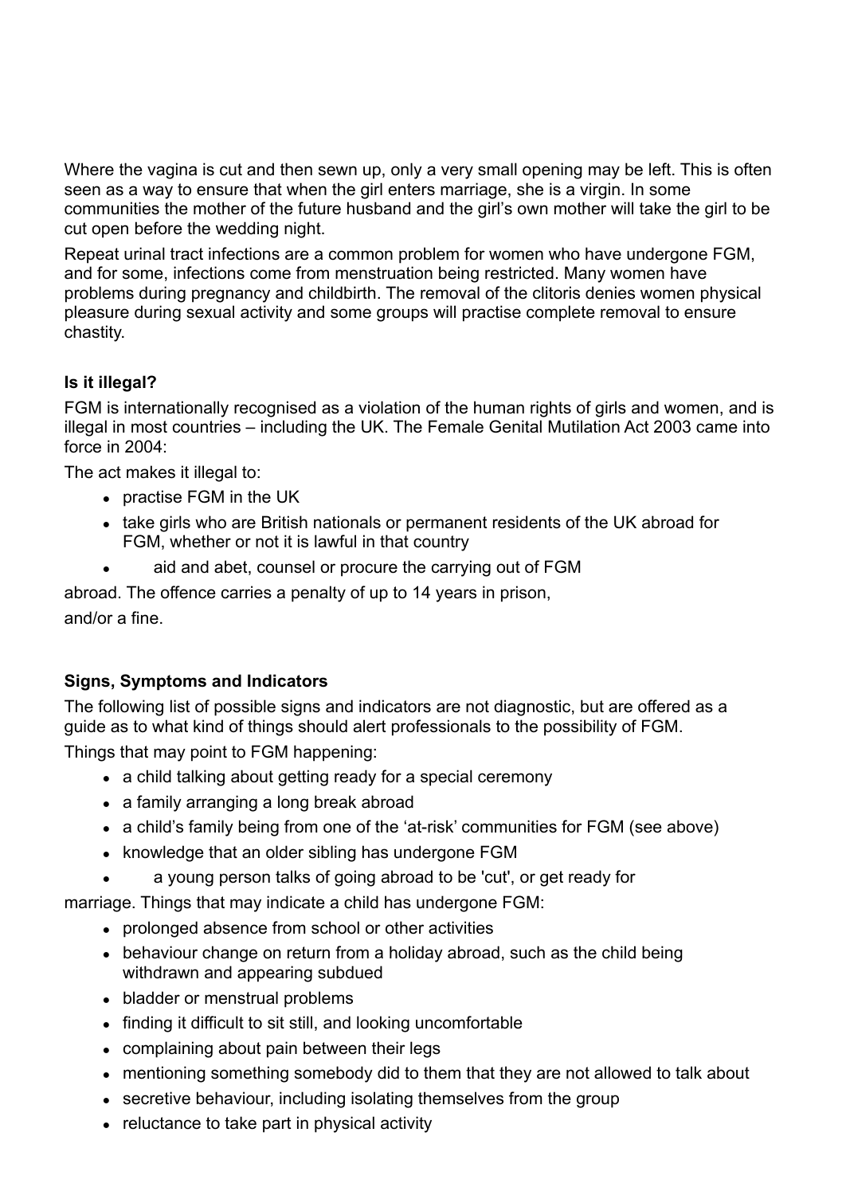Where the vagina is cut and then sewn up, only a very small opening may be left. This is often seen as a way to ensure that when the girl enters marriage, she is a virgin. In some communities the mother of the future husband and the girl's own mother will take the girl to be cut open before the wedding night.

Repeat urinal tract infections are a common problem for women who have undergone FGM, and for some, infections come from menstruation being restricted. Many women have problems during pregnancy and childbirth. The removal of the clitoris denies women physical pleasure during sexual activity and some groups will practise complete removal to ensure chastity.

**Is it illegal?**

FGM is internationally recognised as a violation of the human rights of girls and women, and is illegal in most countries – including the UK. The Female Genital Mutilation Act 2003 came into force in 2004:

The act makes it illegal to:

- practise FGM in the UK
- take girls who are British nationals or permanent residents of the UK abroad for FGM, whether or not it is lawful in that country
- aid and abet, counsel or procure the carrying out of FGM

abroad. The offence carries a penalty of up to 14 years in prison, and/or a fine.

**Signs, Symptoms and Indicators**

The following list of possible signs and indicators are not diagnostic, but are offered as a guide as to what kind of things should alert professionals to the possibility of FGM.

Things that may point to FGM happening:

- a child talking about getting ready for a special ceremony
- a family arranging a long break abroad
- a child's family being from one of the 'at-risk' communities for FGM (see above)
- knowledge that an older sibling has undergone FGM
- a young person talks of going abroad to be 'cut', or get ready for

marriage. Things that may indicate a child has undergone FGM:

- prolonged absence from school or other activities
- behaviour change on return from a holiday abroad, such as the child being withdrawn and appearing subdued
- bladder or menstrual problems
- finding it difficult to sit still, and looking uncomfortable
- complaining about pain between their legs
- mentioning something somebody did to them that they are not allowed to talk about
- secretive behaviour, including isolating themselves from the group
- reluctance to take part in physical activity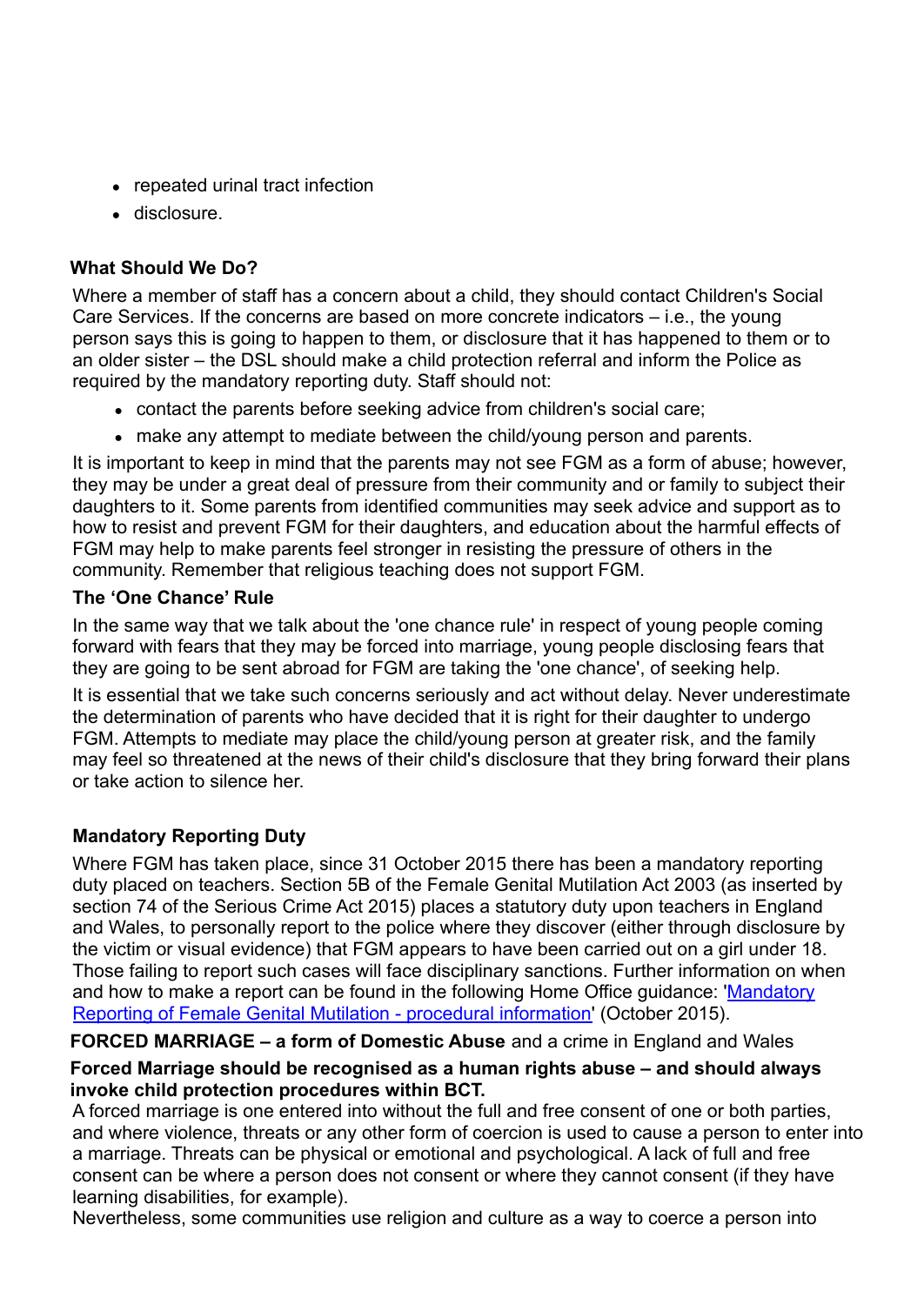- repeated urinal tract infection
- disclosure.

**What Should We Do?**

Where a member of staff has a concern about a child, they should contact Children's Social Care Services. If the concerns are based on more concrete indicators – i.e., the young person says this is going to happen to them, or disclosure that it has happened to them or to an older sister – the DSL should make a child protection referral and inform the Police as required by the mandatory reporting duty. Staff should not:

- contact the parents before seeking advice from children's social care;
- make any attempt to mediate between the child/young person and parents.

It is important to keep in mind that the parents may not see FGM as a form of abuse; however, they may be under a great deal of pressure from their community and or family to subject their daughters to it. Some parents from identified communities may seek advice and support as to how to resist and prevent FGM for their daughters, and education about the harmful effects of FGM may help to make parents feel stronger in resisting the pressure of others in the community. Remember that religious teaching does not support FGM.

**The 'One Chance' Rule**

In the same way that we talk about the 'one chance rule' in respect of young people coming forward with fears that they may be forced into marriage, young people disclosing fears that they are going to be sent abroad for FGM are taking the 'one chance', of seeking help.

It is essential that we take such concerns seriously and act without delay. Never underestimate the determination of parents who have decided that it is right for their daughter to undergo FGM. Attempts to mediate may place the child/young person at greater risk, and the family may feel so threatened at the news of their child's disclosure that they bring forward their plans or take action to silence her.

**Mandatory Reporting Duty**

Where FGM has taken place, since 31 October 2015 there has been a mandatory reporting duty placed on teachers. Section 5B of the Female Genital Mutilation Act 2003 (as inserted by section 74 of the Serious Crime Act 2015) places a statutory duty upon teachers in England and Wales, to personally report to the police where they discover (either through disclosure by the victim or visual evidence) that FGM appears to have been carried out on a girl under 18. Those failing to report such cases will face disciplinary sanctions. Further information on when and how to make a report can be found in the following Home Office guidance: 'Mandatory Reporting of Female Genital Mutilation - procedural information' (October 2015).

**FORCED MARRIAGE – a form of Domestic Abuse** and a crime in England and Wales

**Forced Marriage should be recognised as a human rights abuse – and should always invoke child protection procedures within BCT.**

A forced marriage is one entered into without the full and free consent of one or both parties, and where violence, threats or any other form of coercion is used to cause a person to enter into a marriage. Threats can be physical or emotional and psychological. A lack of full and free consent can be where a person does not consent or where they cannot consent (if they have learning disabilities, for example).

Nevertheless, some communities use religion and culture as a way to coerce a person into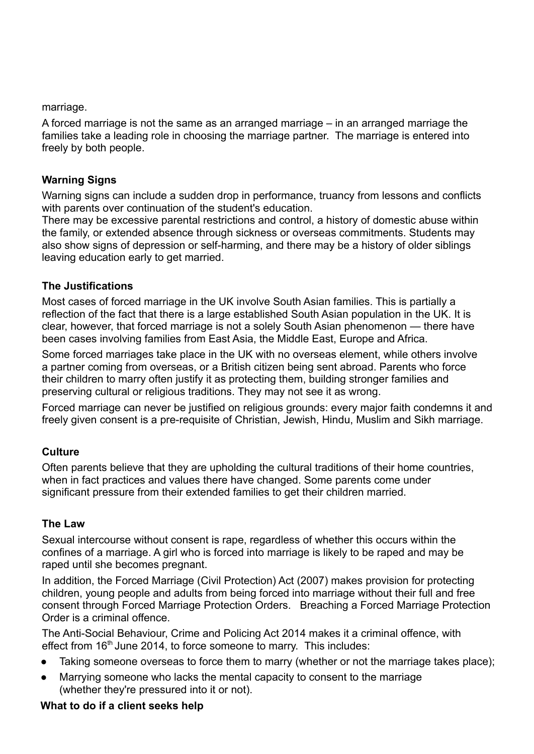marriage.

A forced marriage is not the same as an arranged marriage – in an arranged marriage the families take a leading role in choosing the marriage partner. The marriage is entered into freely by both people.

**Warning Signs**

Warning signs can include a sudden drop in performance, truancy from lessons and conflicts with parents over continuation of the student's education.
There may be excessive parental restrictions and control, a history of domestic abuse within the family, or extended absence through sickness or overseas commitments. Students may also show signs of depression or self-harming, and there may be a history of older siblings leaving education early to get married.

**The Justifications**

Most cases of forced marriage in the UK involve South Asian families. This is partially a reflection of the fact that there is a large established South Asian population in the UK. It is clear, however, that forced marriage is not a solely South Asian phenomenon — there have been cases involving families from East Asia, the Middle East, Europe and Africa.

Some forced marriages take place in the UK with no overseas element, while others involve a partner coming from overseas, or a British citizen being sent abroad. Parents who force their children to marry often justify it as protecting them, building stronger families and preserving cultural or religious traditions. They may not see it as wrong.

Forced marriage can never be justified on religious grounds: every major faith condemns it and freely given consent is a pre-requisite of Christian, Jewish, Hindu, Muslim and Sikh marriage.

**Culture**

Often parents believe that they are upholding the cultural traditions of their home countries, when in fact practices and values there have changed. Some parents come under significant pressure from their extended families to get their children married.

**The Law**

Sexual intercourse without consent is rape, regardless of whether this occurs within the confines of a marriage. A girl who is forced into marriage is likely to be raped and may be raped until she becomes pregnant.

In addition, the Forced Marriage (Civil Protection) Act (2007) makes provision for protecting children, young people and adults from being forced into marriage without their full and free consent through Forced Marriage Protection Orders. Breaching a Forced Marriage Protection Order is a criminal offence.

The Anti-Social Behaviour, Crime and Policing Act 2014 makes it a criminal offence, with effect from 16th June 2014, to force someone to marry. This includes:

- Taking someone overseas to force them to marry (whether or not the marriage takes place);
- Marrying someone who lacks the mental capacity to consent to the marriage (whether they're pressured into it or not).

**What to do if a client seeks help**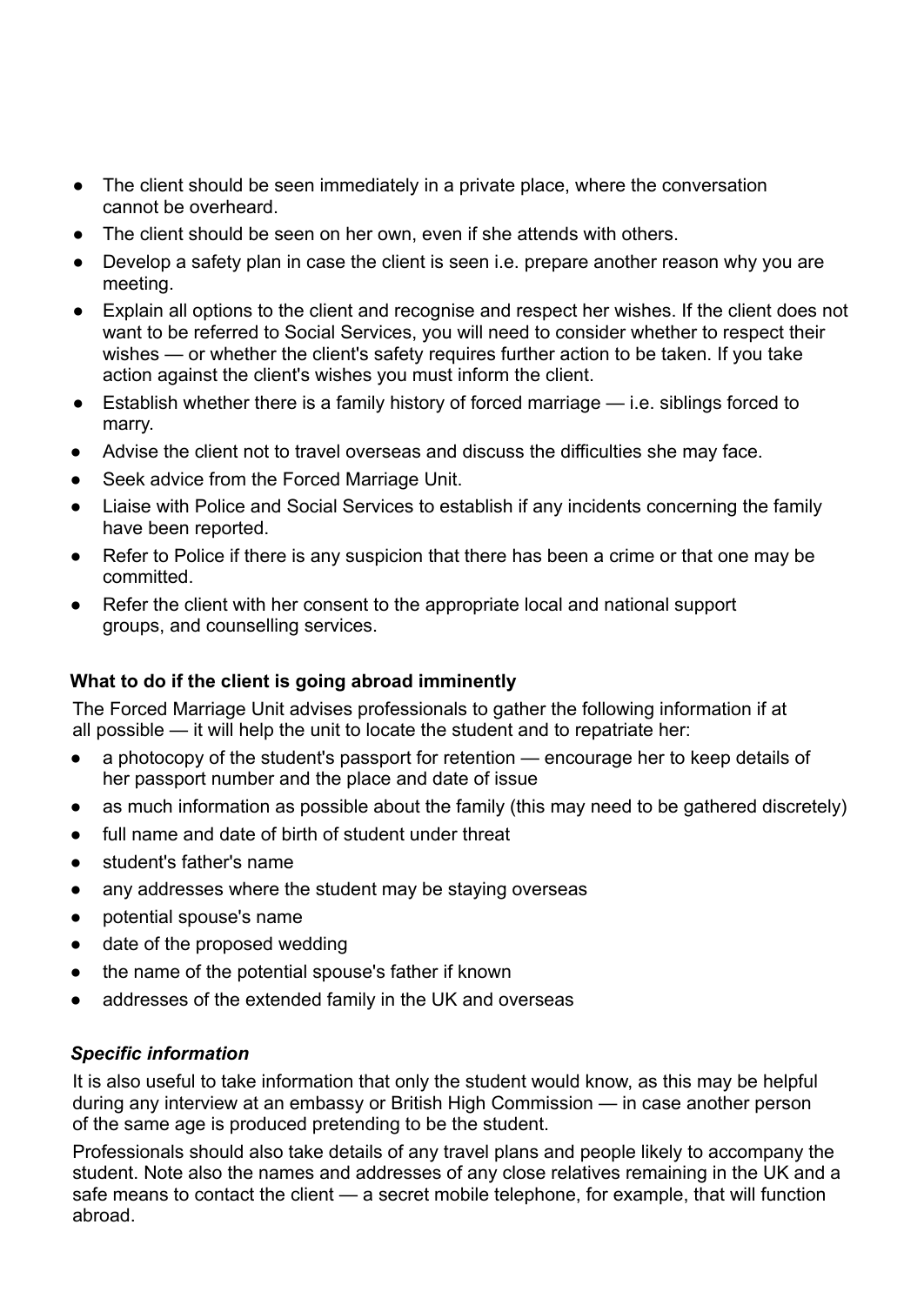- The client should be seen immediately in a private place, where the conversation cannot be overheard.
- The client should be seen on her own, even if she attends with others.
- Develop a safety plan in case the client is seen i.e. prepare another reason why you are meeting.
- Explain all options to the client and recognise and respect her wishes. If the client does not want to be referred to Social Services, you will need to consider whether to respect their wishes — or whether the client's safety requires further action to be taken. If you take action against the client's wishes you must inform the client.
- Establish whether there is a family history of forced marriage — i.e. siblings forced to marry.
- Advise the client not to travel overseas and discuss the difficulties she may face.
- Seek advice from the Forced Marriage Unit.
- Liaise with Police and Social Services to establish if any incidents concerning the family have been reported.
- Refer to Police if there is any suspicion that there has been a crime or that one may be committed.
- Refer the client with her consent to the appropriate local and national support groups, and counselling services.

**What to do if the client is going abroad imminently**

The Forced Marriage Unit advises professionals to gather the following information if at all possible — it will help the unit to locate the student and to repatriate her:

- a photocopy of the student's passport for retention — encourage her to keep details of her passport number and the place and date of issue
- as much information as possible about the family (this may need to be gathered discretely)
- full name and date of birth of student under threat
- student's father's name
- any addresses where the student may be staying overseas
- potential spouse's name
- date of the proposed wedding
- the name of the potential spouse's father if known
- addresses of the extended family in the UK and overseas

***Specific information***

It is also useful to take information that only the student would know, as this may be helpful during any interview at an embassy or British High Commission — in case another person of the same age is produced pretending to be the student.

Professionals should also take details of any travel plans and people likely to accompany the student. Note also the names and addresses of any close relatives remaining in the UK and a safe means to contact the client — a secret mobile telephone, for example, that will function abroad.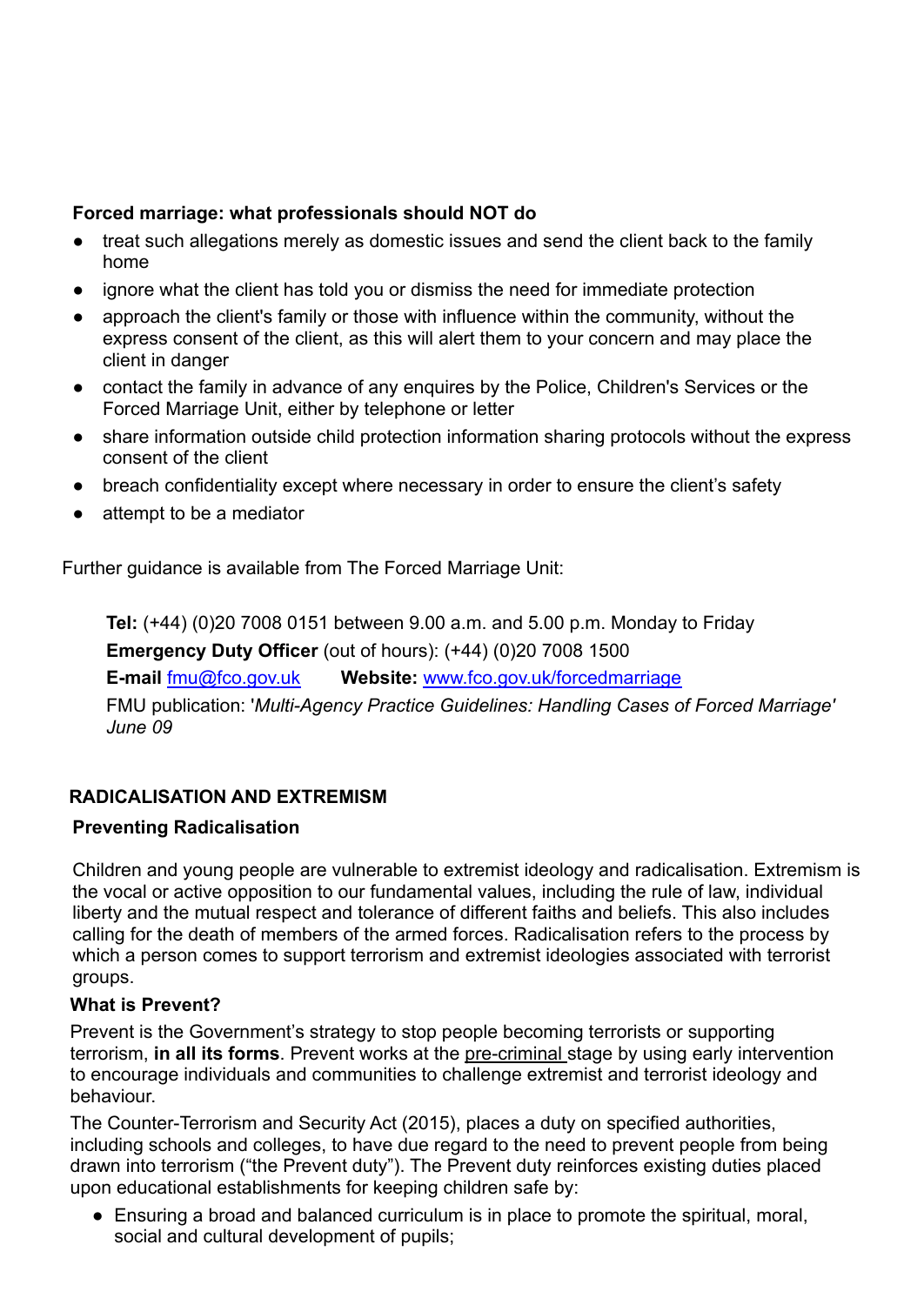**Forced marriage: what professionals should NOT do**

- treat such allegations merely as domestic issues and send the client back to the family home
- ignore what the client has told you or dismiss the need for immediate protection
- approach the client's family or those with influence within the community, without the express consent of the client, as this will alert them to your concern and may place the client in danger
- contact the family in advance of any enquires by the Police, Children's Services or the Forced Marriage Unit, either by telephone or letter
- share information outside child protection information sharing protocols without the express consent of the client
- breach confidentiality except where necessary in order to ensure the client's safety
- attempt to be a mediator

Further guidance is available from The Forced Marriage Unit:

**Tel:** (+44) (0)20 7008 0151 between 9.00 a.m. and 5.00 p.m. Monday to Friday

**Emergency Duty Officer** (out of hours): (+44) (0)20 7008 1500

**E-mail** fmu@fco.gov.uk **Website:** www.fco.gov.uk/forcedmarriage

FMU publication: '*Multi-Agency Practice Guidelines: Handling Cases of Forced Marriage' June 09*

## RADICALISATION AND EXTREMISM

### Preventing Radicalisation

Children and young people are vulnerable to extremist ideology and radicalisation. Extremism is the vocal or active opposition to our fundamental values, including the rule of law, individual liberty and the mutual respect and tolerance of different faiths and beliefs. This also includes calling for the death of members of the armed forces. Radicalisation refers to the process by which a person comes to support terrorism and extremist ideologies associated with terrorist groups.

### What is Prevent?

Prevent is the Government's strategy to stop people becoming terrorists or supporting terrorism, **in all its forms**. Prevent works at the pre-criminal stage by using early intervention to encourage individuals and communities to challenge extremist and terrorist ideology and behaviour.

The Counter-Terrorism and Security Act (2015), places a duty on specified authorities, including schools and colleges, to have due regard to the need to prevent people from being drawn into terrorism ("the Prevent duty"). The Prevent duty reinforces existing duties placed upon educational establishments for keeping children safe by:

- Ensuring a broad and balanced curriculum is in place to promote the spiritual, moral, social and cultural development of pupils;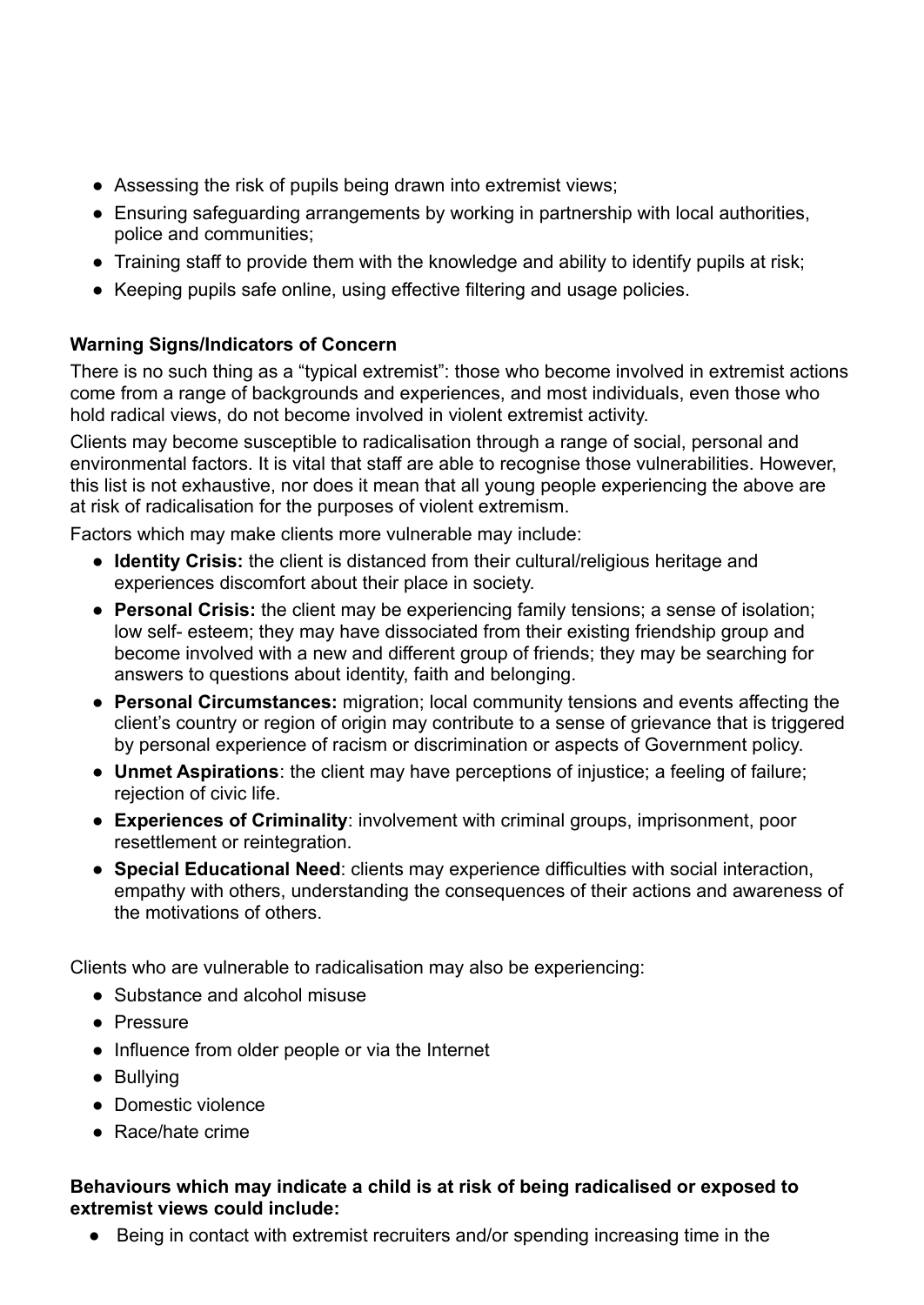- Assessing the risk of pupils being drawn into extremist views;
- Ensuring safeguarding arrangements by working in partnership with local authorities, police and communities;
- Training staff to provide them with the knowledge and ability to identify pupils at risk;
- Keeping pupils safe online, using effective filtering and usage policies.

**Warning Signs/Indicators of Concern**

There is no such thing as a "typical extremist": those who become involved in extremist actions come from a range of backgrounds and experiences, and most individuals, even those who hold radical views, do not become involved in violent extremist activity.

Clients may become susceptible to radicalisation through a range of social, personal and environmental factors. It is vital that staff are able to recognise those vulnerabilities. However, this list is not exhaustive, nor does it mean that all young people experiencing the above are at risk of radicalisation for the purposes of violent extremism.

Factors which may make clients more vulnerable may include:

- **Identity Crisis:** the client is distanced from their cultural/religious heritage and experiences discomfort about their place in society.
- **Personal Crisis:** the client may be experiencing family tensions; a sense of isolation; low self- esteem; they may have dissociated from their existing friendship group and become involved with a new and different group of friends; they may be searching for answers to questions about identity, faith and belonging.
- **Personal Circumstances:** migration; local community tensions and events affecting the client's country or region of origin may contribute to a sense of grievance that is triggered by personal experience of racism or discrimination or aspects of Government policy.
- **Unmet Aspirations**: the client may have perceptions of injustice; a feeling of failure; rejection of civic life.
- **Experiences of Criminality**: involvement with criminal groups, imprisonment, poor resettlement or reintegration.
- **Special Educational Need**: clients may experience difficulties with social interaction, empathy with others, understanding the consequences of their actions and awareness of the motivations of others.

Clients who are vulnerable to radicalisation may also be experiencing:

- Substance and alcohol misuse
- Pressure
- Influence from older people or via the Internet
- Bullying
- Domestic violence
- Race/hate crime

**Behaviours which may indicate a child is at risk of being radicalised or exposed to extremist views could include:**

- Being in contact with extremist recruiters and/or spending increasing time in the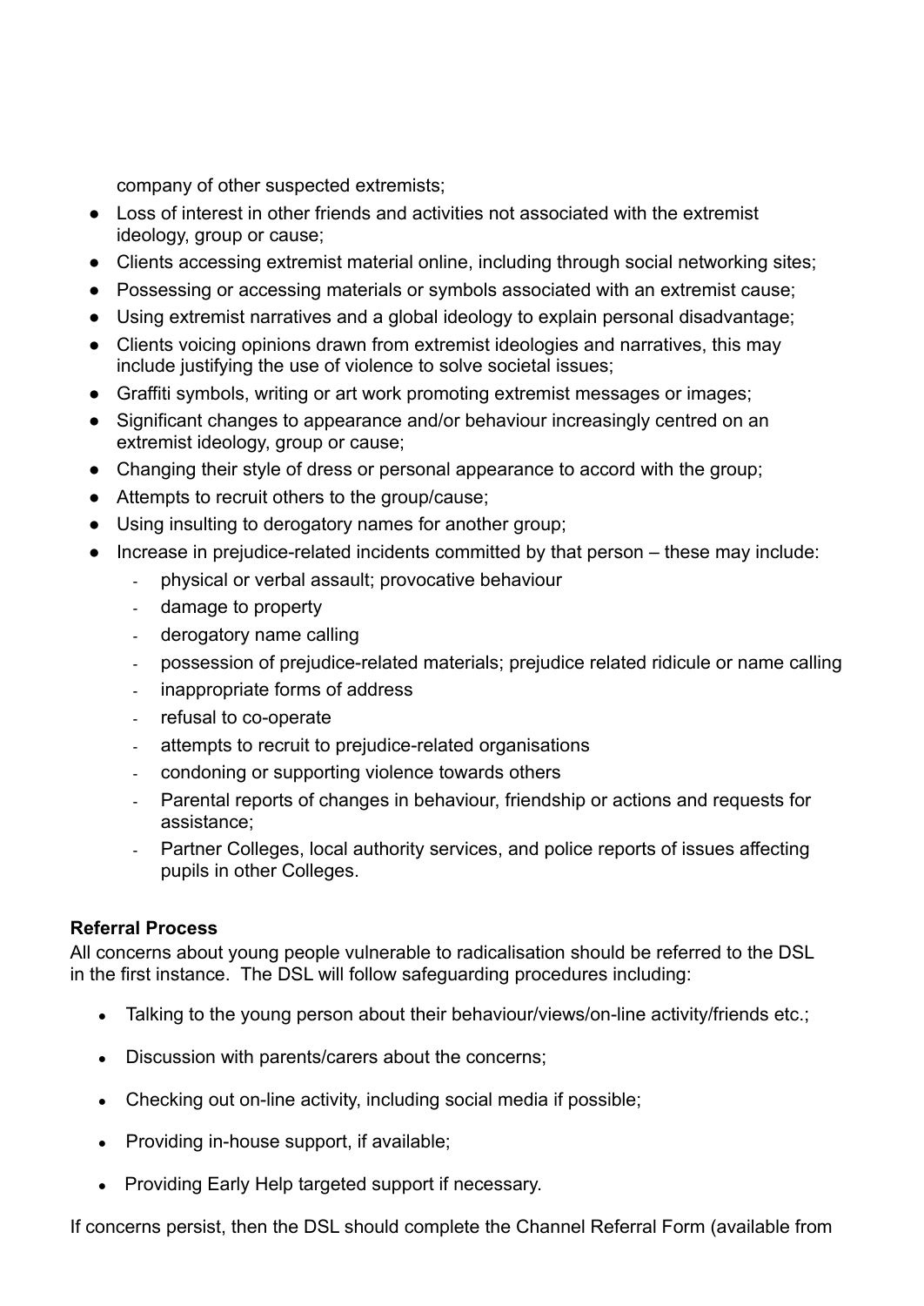company of other suspected extremists;

- Loss of interest in other friends and activities not associated with the extremist ideology, group or cause;
- Clients accessing extremist material online, including through social networking sites;
- Possessing or accessing materials or symbols associated with an extremist cause;
- Using extremist narratives and a global ideology to explain personal disadvantage;
- Clients voicing opinions drawn from extremist ideologies and narratives, this may include justifying the use of violence to solve societal issues;
- Graffiti symbols, writing or art work promoting extremist messages or images;
- Significant changes to appearance and/or behaviour increasingly centred on an extremist ideology, group or cause;
- Changing their style of dress or personal appearance to accord with the group;
- Attempts to recruit others to the group/cause;
- Using insulting to derogatory names for another group;
- Increase in prejudice-related incidents committed by that person – these may include:
  - physical or verbal assault; provocative behaviour
  - damage to property
  - derogatory name calling
  - possession of prejudice-related materials; prejudice related ridicule or name calling
  - inappropriate forms of address
  - refusal to co-operate
  - attempts to recruit to prejudice-related organisations
  - condoning or supporting violence towards others
  - Parental reports of changes in behaviour, friendship or actions and requests for assistance;
  - Partner Colleges, local authority services, and police reports of issues affecting pupils in other Colleges.

**Referral Process**

All concerns about young people vulnerable to radicalisation should be referred to the DSL in the first instance. The DSL will follow safeguarding procedures including:

- Talking to the young person about their behaviour/views/on-line activity/friends etc.;
- Discussion with parents/carers about the concerns;
- Checking out on-line activity, including social media if possible;
- Providing in-house support, if available;
- Providing Early Help targeted support if necessary.

If concerns persist, then the DSL should complete the Channel Referral Form (available from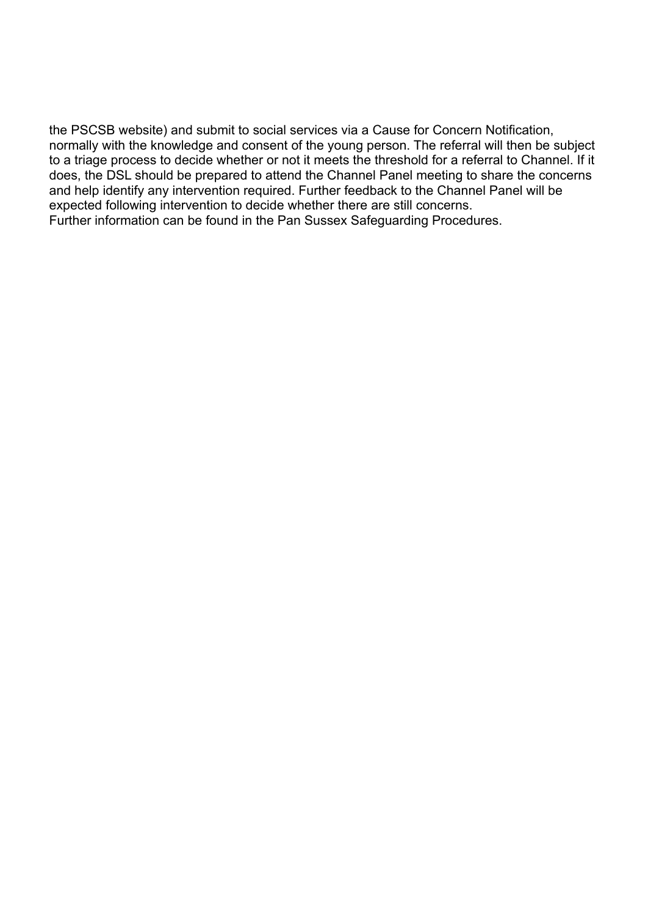the PSCSB website) and submit to social services via a Cause for Concern Notification, normally with the knowledge and consent of the young person. The referral will then be subject to a triage process to decide whether or not it meets the threshold for a referral to Channel. If it does, the DSL should be prepared to attend the Channel Panel meeting to share the concerns and help identify any intervention required. Further feedback to the Channel Panel will be expected following intervention to decide whether there are still concerns.

Further information can be found in the Pan Sussex Safeguarding Procedures.